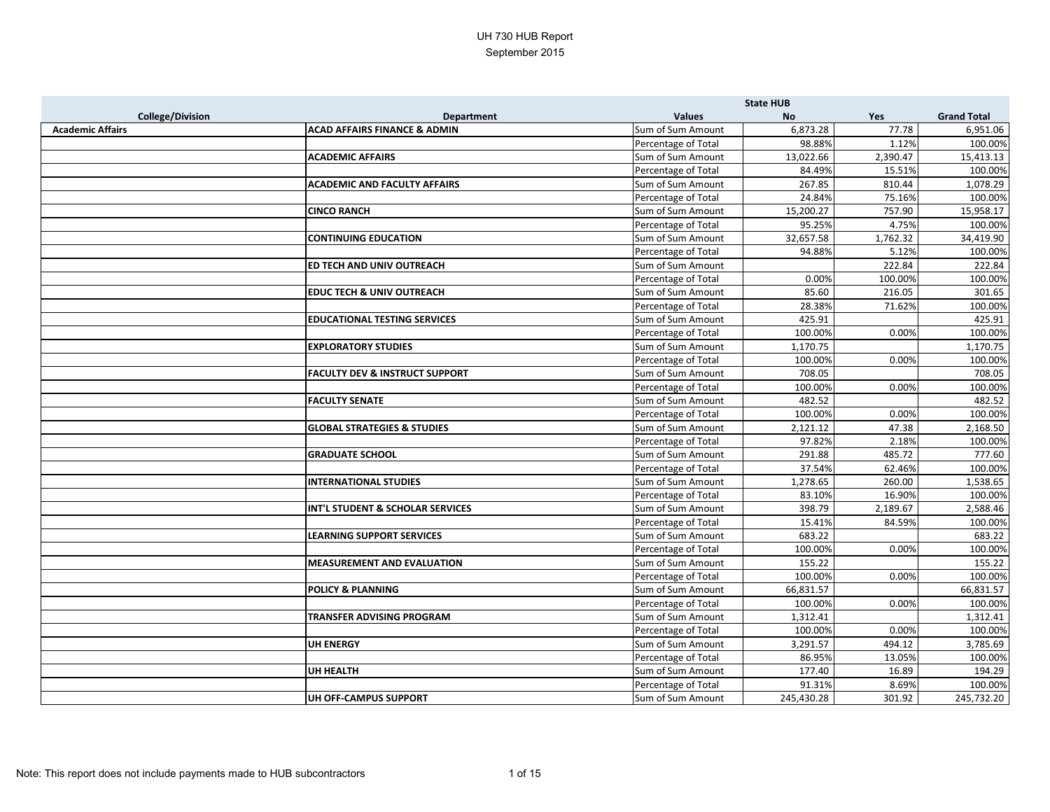# UH 730 HUB Report

September 2015

| College/Division | Department | Values | State HUB No | Yes | Grand Total |
|---|---|---|---|---|---|
| **Academic Affairs** | **ACAD AFFAIRS FINANCE & ADMIN** | Sum of Sum Amount | 6,873.28 | 77.78 | 6,951.06 |
| | | Percentage of Total | 98.88% | 1.12% | 100.00% |
| | **ACADEMIC AFFAIRS** | Sum of Sum Amount | 13,022.66 | 2,390.47 | 15,413.13 |
| | | Percentage of Total | 84.49% | 15.51% | 100.00% |
| | **ACADEMIC AND FACULTY AFFAIRS** | Sum of Sum Amount | 267.85 | 810.44 | 1,078.29 |
| | | Percentage of Total | 24.84% | 75.16% | 100.00% |
| | **CINCO RANCH** | Sum of Sum Amount | 15,200.27 | 757.90 | 15,958.17 |
| | | Percentage of Total | 95.25% | 4.75% | 100.00% |
| | **CONTINUING EDUCATION** | Sum of Sum Amount | 32,657.58 | 1,762.32 | 34,419.90 |
| | | Percentage of Total | 94.88% | 5.12% | 100.00% |
| | **ED TECH AND UNIV OUTREACH** | Sum of Sum Amount | | 222.84 | 222.84 |
| | | Percentage of Total | 0.00% | 100.00% | 100.00% |
| | **EDUC TECH & UNIV OUTREACH** | Sum of Sum Amount | 85.60 | 216.05 | 301.65 |
| | | Percentage of Total | 28.38% | 71.62% | 100.00% |
| | **EDUCATIONAL TESTING SERVICES** | Sum of Sum Amount | 425.91 | | 425.91 |
| | | Percentage of Total | 100.00% | 0.00% | 100.00% |
| | **EXPLORATORY STUDIES** | Sum of Sum Amount | 1,170.75 | | 1,170.75 |
| | | Percentage of Total | 100.00% | 0.00% | 100.00% |
| | **FACULTY DEV & INSTRUCT SUPPORT** | Sum of Sum Amount | 708.05 | | 708.05 |
| | | Percentage of Total | 100.00% | 0.00% | 100.00% |
| | **FACULTY SENATE** | Sum of Sum Amount | 482.52 | | 482.52 |
| | | Percentage of Total | 100.00% | 0.00% | 100.00% |
| | **GLOBAL STRATEGIES & STUDIES** | Sum of Sum Amount | 2,121.12 | 47.38 | 2,168.50 |
| | | Percentage of Total | 97.82% | 2.18% | 100.00% |
| | **GRADUATE SCHOOL** | Sum of Sum Amount | 291.88 | 485.72 | 777.60 |
| | | Percentage of Total | 37.54% | 62.46% | 100.00% |
| | **INTERNATIONAL STUDIES** | Sum of Sum Amount | 1,278.65 | 260.00 | 1,538.65 |
| | | Percentage of Total | 83.10% | 16.90% | 100.00% |
| | **INT'L STUDENT & SCHOLAR SERVICES** | Sum of Sum Amount | 398.79 | 2,189.67 | 2,588.46 |
| | | Percentage of Total | 15.41% | 84.59% | 100.00% |
| | **LEARNING SUPPORT SERVICES** | Sum of Sum Amount | 683.22 | | 683.22 |
| | | Percentage of Total | 100.00% | 0.00% | 100.00% |
| | **MEASUREMENT AND EVALUATION** | Sum of Sum Amount | 155.22 | | 155.22 |
| | | Percentage of Total | 100.00% | 0.00% | 100.00% |
| | **POLICY & PLANNING** | Sum of Sum Amount | 66,831.57 | | 66,831.57 |
| | | Percentage of Total | 100.00% | 0.00% | 100.00% |
| | **TRANSFER ADVISING PROGRAM** | Sum of Sum Amount | 1,312.41 | | 1,312.41 |
| | | Percentage of Total | 100.00% | 0.00% | 100.00% |
| | **UH ENERGY** | Sum of Sum Amount | 3,291.57 | 494.12 | 3,785.69 |
| | | Percentage of Total | 86.95% | 13.05% | 100.00% |
| | **UH HEALTH** | Sum of Sum Amount | 177.40 | 16.89 | 194.29 |
| | | Percentage of Total | 91.31% | 8.69% | 100.00% |
| | **UH OFF-CAMPUS SUPPORT** | Sum of Sum Amount | 245,430.28 | 301.92 | 245,732.20 |

Note: This report does not include payments made to HUB subcontractors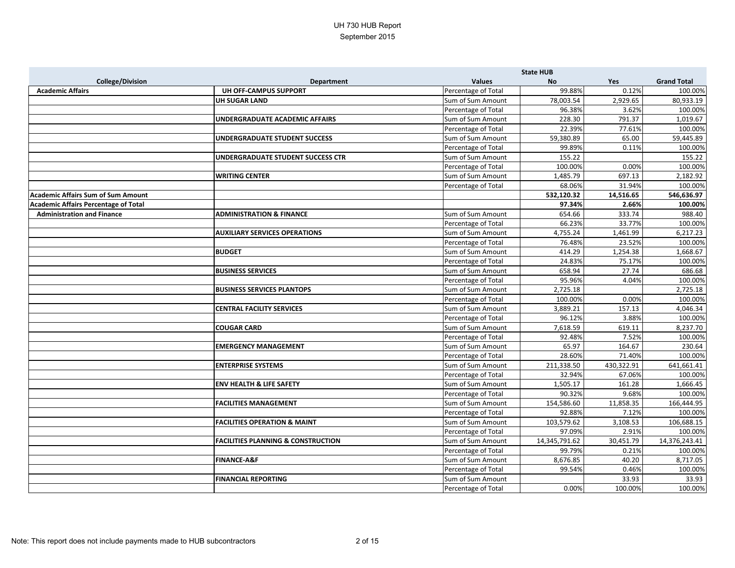# UH 730 HUB Report

September 2015

| College/Division | Department | Values | State HUB No | Yes | Grand Total |
|---|---|---|---|---|---|
| **Academic Affairs** | **UH OFF-CAMPUS SUPPORT** | Percentage of Total | 99.88% | 0.12% | 100.00% |
| | **UH SUGAR LAND** | Sum of Sum Amount | 78,003.54 | 2,929.65 | 80,933.19 |
| | | Percentage of Total | 96.38% | 3.62% | 100.00% |
| | **UNDERGRADUATE ACADEMIC AFFAIRS** | Sum of Sum Amount | 228.30 | 791.37 | 1,019.67 |
| | | Percentage of Total | 22.39% | 77.61% | 100.00% |
| | **UNDERGRADUATE STUDENT SUCCESS** | Sum of Sum Amount | 59,380.89 | 65.00 | 59,445.89 |
| | | Percentage of Total | 99.89% | 0.11% | 100.00% |
| | **UNDERGRADUATE STUDENT SUCCESS CTR** | Sum of Sum Amount | 155.22 | | 155.22 |
| | | Percentage of Total | 100.00% | 0.00% | 100.00% |
| | **WRITING CENTER** | Sum of Sum Amount | 1,485.79 | 697.13 | 2,182.92 |
| | | Percentage of Total | 68.06% | 31.94% | 100.00% |
| **Academic Affairs Sum of Sum Amount** | | | **532,120.32** | **14,516.65** | **546,636.97** |
| **Academic Affairs Percentage of Total** | | | **97.34%** | **2.66%** | **100.00%** |
| **Administration and Finance** | **ADMINISTRATION & FINANCE** | Sum of Sum Amount | 654.66 | 333.74 | 988.40 |
| | | Percentage of Total | 66.23% | 33.77% | 100.00% |
| | **AUXILIARY SERVICES OPERATIONS** | Sum of Sum Amount | 4,755.24 | 1,461.99 | 6,217.23 |
| | | Percentage of Total | 76.48% | 23.52% | 100.00% |
| | **BUDGET** | Sum of Sum Amount | 414.29 | 1,254.38 | 1,668.67 |
| | | Percentage of Total | 24.83% | 75.17% | 100.00% |
| | **BUSINESS SERVICES** | Sum of Sum Amount | 658.94 | 27.74 | 686.68 |
| | | Percentage of Total | 95.96% | 4.04% | 100.00% |
| | **BUSINESS SERVICES PLANTOPS** | Sum of Sum Amount | 2,725.18 | | 2,725.18 |
| | | Percentage of Total | 100.00% | 0.00% | 100.00% |
| | **CENTRAL FACILITY SERVICES** | Sum of Sum Amount | 3,889.21 | 157.13 | 4,046.34 |
| | | Percentage of Total | 96.12% | 3.88% | 100.00% |
| | **COUGAR CARD** | Sum of Sum Amount | 7,618.59 | 619.11 | 8,237.70 |
| | | Percentage of Total | 92.48% | 7.52% | 100.00% |
| | **EMERGENCY MANAGEMENT** | Sum of Sum Amount | 65.97 | 164.67 | 230.64 |
| | | Percentage of Total | 28.60% | 71.40% | 100.00% |
| | **ENTERPRISE SYSTEMS** | Sum of Sum Amount | 211,338.50 | 430,322.91 | 641,661.41 |
| | | Percentage of Total | 32.94% | 67.06% | 100.00% |
| | **ENV HEALTH & LIFE SAFETY** | Sum of Sum Amount | 1,505.17 | 161.28 | 1,666.45 |
| | | Percentage of Total | 90.32% | 9.68% | 100.00% |
| | **FACILITIES MANAGEMENT** | Sum of Sum Amount | 154,586.60 | 11,858.35 | 166,444.95 |
| | | Percentage of Total | 92.88% | 7.12% | 100.00% |
| | **FACILITIES OPERATION & MAINT** | Sum of Sum Amount | 103,579.62 | 3,108.53 | 106,688.15 |
| | | Percentage of Total | 97.09% | 2.91% | 100.00% |
| | **FACILITIES PLANNING & CONSTRUCTION** | Sum of Sum Amount | 14,345,791.62 | 30,451.79 | 14,376,243.41 |
| | | Percentage of Total | 99.79% | 0.21% | 100.00% |
| | **FINANCE-A&F** | Sum of Sum Amount | 8,676.85 | 40.20 | 8,717.05 |
| | | Percentage of Total | 99.54% | 0.46% | 100.00% |
| | **FINANCIAL REPORTING** | Sum of Sum Amount | | 33.93 | 33.93 |
| | | Percentage of Total | 0.00% | 100.00% | 100.00% |

Note: This report does not include payments made to HUB subcontractors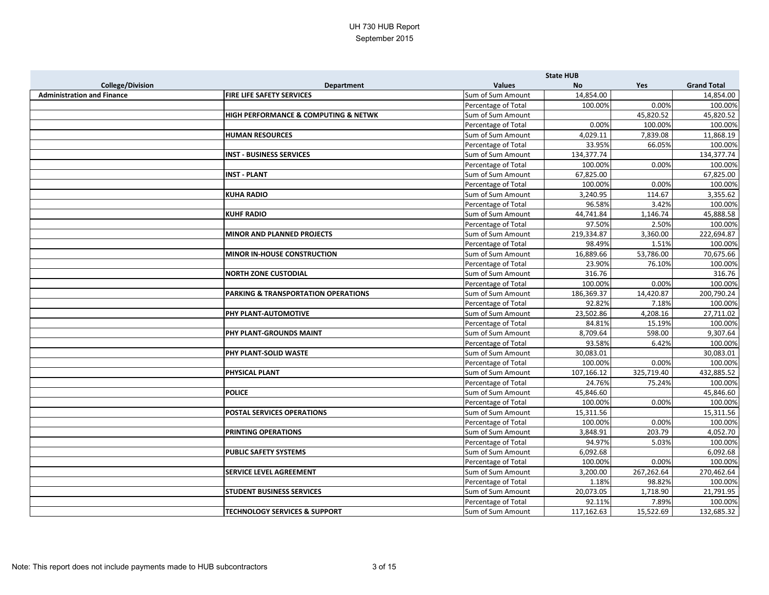# UH 730 HUB Report

September 2015

| College/Division | Department | Values | State HUB No | Yes | Grand Total |
|---|---|---|---|---|---|
| **Administration and Finance** | **FIRE LIFE SAFETY SERVICES** | Sum of Sum Amount | 14,854.00 | | 14,854.00 |
| | | Percentage of Total | 100.00% | 0.00% | 100.00% |
| | **HIGH PERFORMANCE & COMPUTING & NETWK** | Sum of Sum Amount | | 45,820.52 | 45,820.52 |
| | | Percentage of Total | 0.00% | 100.00% | 100.00% |
| | **HUMAN RESOURCES** | Sum of Sum Amount | 4,029.11 | 7,839.08 | 11,868.19 |
| | | Percentage of Total | 33.95% | 66.05% | 100.00% |
| | **INST - BUSINESS SERVICES** | Sum of Sum Amount | 134,377.74 | | 134,377.74 |
| | | Percentage of Total | 100.00% | 0.00% | 100.00% |
| | **INST - PLANT** | Sum of Sum Amount | 67,825.00 | | 67,825.00 |
| | | Percentage of Total | 100.00% | 0.00% | 100.00% |
| | **KUHA RADIO** | Sum of Sum Amount | 3,240.95 | 114.67 | 3,355.62 |
| | | Percentage of Total | 96.58% | 3.42% | 100.00% |
| | **KUHF RADIO** | Sum of Sum Amount | 44,741.84 | 1,146.74 | 45,888.58 |
| | | Percentage of Total | 97.50% | 2.50% | 100.00% |
| | **MINOR AND PLANNED PROJECTS** | Sum of Sum Amount | 219,334.87 | 3,360.00 | 222,694.87 |
| | | Percentage of Total | 98.49% | 1.51% | 100.00% |
| | **MINOR IN-HOUSE CONSTRUCTION** | Sum of Sum Amount | 16,889.66 | 53,786.00 | 70,675.66 |
| | | Percentage of Total | 23.90% | 76.10% | 100.00% |
| | **NORTH ZONE CUSTODIAL** | Sum of Sum Amount | 316.76 | | 316.76 |
| | | Percentage of Total | 100.00% | 0.00% | 100.00% |
| | **PARKING & TRANSPORTATION OPERATIONS** | Sum of Sum Amount | 186,369.37 | 14,420.87 | 200,790.24 |
| | | Percentage of Total | 92.82% | 7.18% | 100.00% |
| | **PHY PLANT-AUTOMOTIVE** | Sum of Sum Amount | 23,502.86 | 4,208.16 | 27,711.02 |
| | | Percentage of Total | 84.81% | 15.19% | 100.00% |
| | **PHY PLANT-GROUNDS MAINT** | Sum of Sum Amount | 8,709.64 | 598.00 | 9,307.64 |
| | | Percentage of Total | 93.58% | 6.42% | 100.00% |
| | **PHY PLANT-SOLID WASTE** | Sum of Sum Amount | 30,083.01 | | 30,083.01 |
| | | Percentage of Total | 100.00% | 0.00% | 100.00% |
| | **PHYSICAL PLANT** | Sum of Sum Amount | 107,166.12 | 325,719.40 | 432,885.52 |
| | | Percentage of Total | 24.76% | 75.24% | 100.00% |
| | **POLICE** | Sum of Sum Amount | 45,846.60 | | 45,846.60 |
| | | Percentage of Total | 100.00% | 0.00% | 100.00% |
| | **POSTAL SERVICES OPERATIONS** | Sum of Sum Amount | 15,311.56 | | 15,311.56 |
| | | Percentage of Total | 100.00% | 0.00% | 100.00% |
| | **PRINTING OPERATIONS** | Sum of Sum Amount | 3,848.91 | 203.79 | 4,052.70 |
| | | Percentage of Total | 94.97% | 5.03% | 100.00% |
| | **PUBLIC SAFETY SYSTEMS** | Sum of Sum Amount | 6,092.68 | | 6,092.68 |
| | | Percentage of Total | 100.00% | 0.00% | 100.00% |
| | **SERVICE LEVEL AGREEMENT** | Sum of Sum Amount | 3,200.00 | 267,262.64 | 270,462.64 |
| | | Percentage of Total | 1.18% | 98.82% | 100.00% |
| | **STUDENT BUSINESS SERVICES** | Sum of Sum Amount | 20,073.05 | 1,718.90 | 21,791.95 |
| | | Percentage of Total | 92.11% | 7.89% | 100.00% |
| | **TECHNOLOGY SERVICES & SUPPORT** | Sum of Sum Amount | 117,162.63 | 15,522.69 | 132,685.32 |

Note: This report does not include payments made to HUB subcontractors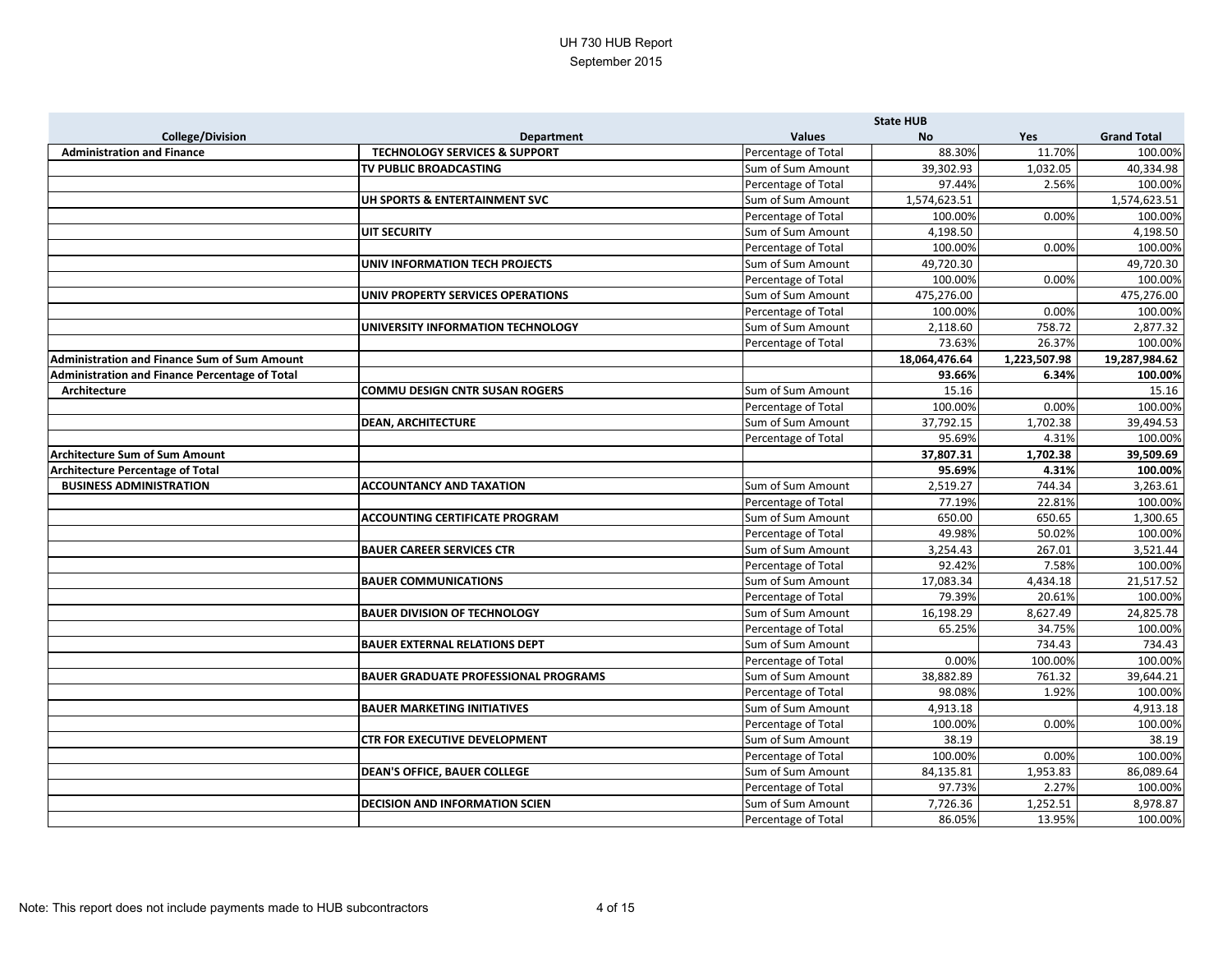UH 730 HUB Report
September 2015

| College/Division | Department | Values | State HUB No | Yes | Grand Total |
|---|---|---|---|---|---|
| **Administration and Finance** | **TECHNOLOGY SERVICES & SUPPORT** | Percentage of Total | 88.30% | 11.70% | 100.00% |
| | **TV PUBLIC BROADCASTING** | Sum of Sum Amount | 39,302.93 | 1,032.05 | 40,334.98 |
| | | Percentage of Total | 97.44% | 2.56% | 100.00% |
| | **UH SPORTS & ENTERTAINMENT SVC** | Sum of Sum Amount | 1,574,623.51 | | 1,574,623.51 |
| | | Percentage of Total | 100.00% | 0.00% | 100.00% |
| | **UIT SECURITY** | Sum of Sum Amount | 4,198.50 | | 4,198.50 |
| | | Percentage of Total | 100.00% | 0.00% | 100.00% |
| | **UNIV INFORMATION TECH PROJECTS** | Sum of Sum Amount | 49,720.30 | | 49,720.30 |
| | | Percentage of Total | 100.00% | 0.00% | 100.00% |
| | **UNIV PROPERTY SERVICES OPERATIONS** | Sum of Sum Amount | 475,276.00 | | 475,276.00 |
| | | Percentage of Total | 100.00% | 0.00% | 100.00% |
| | **UNIVERSITY INFORMATION TECHNOLOGY** | Sum of Sum Amount | 2,118.60 | 758.72 | 2,877.32 |
| | | Percentage of Total | 73.63% | 26.37% | 100.00% |
| **Administration and Finance Sum of Sum Amount** | | | **18,064,476.64** | **1,223,507.98** | **19,287,984.62** |
| **Administration and Finance Percentage of Total** | | | **93.66%** | **6.34%** | **100.00%** |
| **Architecture** | **COMMU DESIGN CNTR SUSAN ROGERS** | Sum of Sum Amount | 15.16 | | 15.16 |
| | | Percentage of Total | 100.00% | 0.00% | 100.00% |
| | **DEAN, ARCHITECTURE** | Sum of Sum Amount | 37,792.15 | 1,702.38 | 39,494.53 |
| | | Percentage of Total | 95.69% | 4.31% | 100.00% |
| **Architecture Sum of Sum Amount** | | | **37,807.31** | **1,702.38** | **39,509.69** |
| **Architecture Percentage of Total** | | | **95.69%** | **4.31%** | **100.00%** |
| **BUSINESS ADMINISTRATION** | **ACCOUNTANCY AND TAXATION** | Sum of Sum Amount | 2,519.27 | 744.34 | 3,263.61 |
| | | Percentage of Total | 77.19% | 22.81% | 100.00% |
| | **ACCOUNTING CERTIFICATE PROGRAM** | Sum of Sum Amount | 650.00 | 650.65 | 1,300.65 |
| | | Percentage of Total | 49.98% | 50.02% | 100.00% |
| | **BAUER CAREER SERVICES CTR** | Sum of Sum Amount | 3,254.43 | 267.01 | 3,521.44 |
| | | Percentage of Total | 92.42% | 7.58% | 100.00% |
| | **BAUER COMMUNICATIONS** | Sum of Sum Amount | 17,083.34 | 4,434.18 | 21,517.52 |
| | | Percentage of Total | 79.39% | 20.61% | 100.00% |
| | **BAUER DIVISION OF TECHNOLOGY** | Sum of Sum Amount | 16,198.29 | 8,627.49 | 24,825.78 |
| | | Percentage of Total | 65.25% | 34.75% | 100.00% |
| | **BAUER EXTERNAL RELATIONS DEPT** | Sum of Sum Amount | | 734.43 | 734.43 |
| | | Percentage of Total | 0.00% | 100.00% | 100.00% |
| | **BAUER GRADUATE PROFESSIONAL PROGRAMS** | Sum of Sum Amount | 38,882.89 | 761.32 | 39,644.21 |
| | | Percentage of Total | 98.08% | 1.92% | 100.00% |
| | **BAUER MARKETING INITIATIVES** | Sum of Sum Amount | 4,913.18 | | 4,913.18 |
| | | Percentage of Total | 100.00% | 0.00% | 100.00% |
| | **CTR FOR EXECUTIVE DEVELOPMENT** | Sum of Sum Amount | 38.19 | | 38.19 |
| | | Percentage of Total | 100.00% | 0.00% | 100.00% |
| | **DEAN'S OFFICE, BAUER COLLEGE** | Sum of Sum Amount | 84,135.81 | 1,953.83 | 86,089.64 |
| | | Percentage of Total | 97.73% | 2.27% | 100.00% |
| | **DECISION AND INFORMATION SCIEN** | Sum of Sum Amount | 7,726.36 | 1,252.51 | 8,978.87 |
| | | Percentage of Total | 86.05% | 13.95% | 100.00% |

Note: This report does not include payments made to HUB subcontractors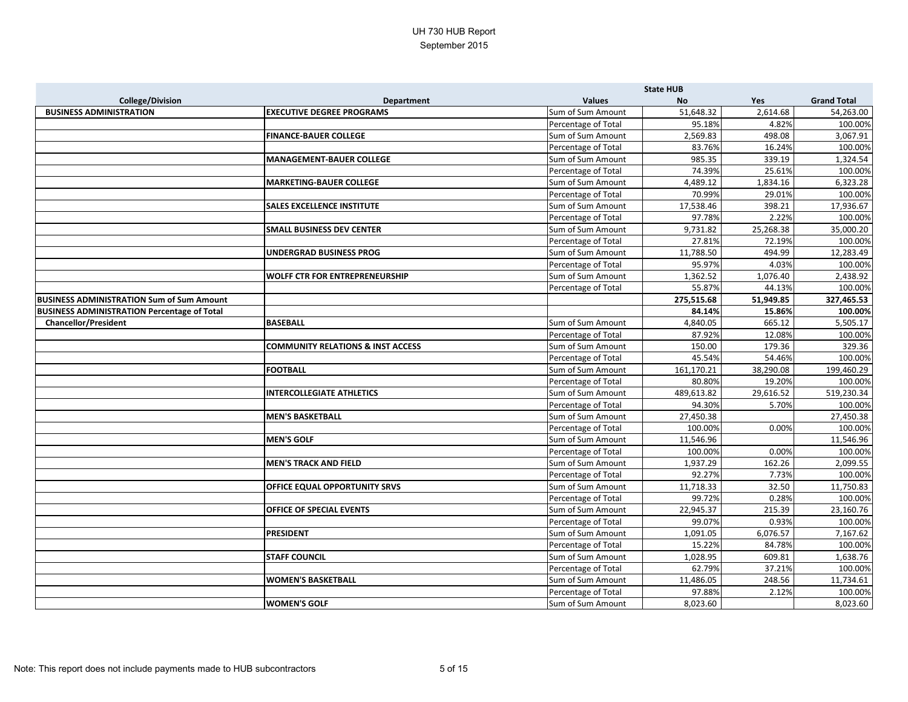# UH 730 HUB Report
September 2015

| College/Division | Department | Values | State HUB No | Yes | Grand Total |
|---|---|---|---|---|---|
| **BUSINESS ADMINISTRATION** | **EXECUTIVE DEGREE PROGRAMS** | Sum of Sum Amount | 51,648.32 | 2,614.68 | 54,263.00 |
| | | Percentage of Total | 95.18% | 4.82% | 100.00% |
| | **FINANCE-BAUER COLLEGE** | Sum of Sum Amount | 2,569.83 | 498.08 | 3,067.91 |
| | | Percentage of Total | 83.76% | 16.24% | 100.00% |
| | **MANAGEMENT-BAUER COLLEGE** | Sum of Sum Amount | 985.35 | 339.19 | 1,324.54 |
| | | Percentage of Total | 74.39% | 25.61% | 100.00% |
| | **MARKETING-BAUER COLLEGE** | Sum of Sum Amount | 4,489.12 | 1,834.16 | 6,323.28 |
| | | Percentage of Total | 70.99% | 29.01% | 100.00% |
| | **SALES EXCELLENCE INSTITUTE** | Sum of Sum Amount | 17,538.46 | 398.21 | 17,936.67 |
| | | Percentage of Total | 97.78% | 2.22% | 100.00% |
| | **SMALL BUSINESS DEV CENTER** | Sum of Sum Amount | 9,731.82 | 25,268.38 | 35,000.20 |
| | | Percentage of Total | 27.81% | 72.19% | 100.00% |
| | **UNDERGRAD BUSINESS PROG** | Sum of Sum Amount | 11,788.50 | 494.99 | 12,283.49 |
| | | Percentage of Total | 95.97% | 4.03% | 100.00% |
| | **WOLFF CTR FOR ENTREPRENEURSHIP** | Sum of Sum Amount | 1,362.52 | 1,076.40 | 2,438.92 |
| | | Percentage of Total | 55.87% | 44.13% | 100.00% |
| **BUSINESS ADMINISTRATION Sum of Sum Amount** | | | **275,515.68** | **51,949.85** | **327,465.53** |
| **BUSINESS ADMINISTRATION Percentage of Total** | | | **84.14%** | **15.86%** | **100.00%** |
| **Chancellor/President** | **BASEBALL** | Sum of Sum Amount | 4,840.05 | 665.12 | 5,505.17 |
| | | Percentage of Total | 87.92% | 12.08% | 100.00% |
| | **COMMUNITY RELATIONS & INST ACCESS** | Sum of Sum Amount | 150.00 | 179.36 | 329.36 |
| | | Percentage of Total | 45.54% | 54.46% | 100.00% |
| | **FOOTBALL** | Sum of Sum Amount | 161,170.21 | 38,290.08 | 199,460.29 |
| | | Percentage of Total | 80.80% | 19.20% | 100.00% |
| | **INTERCOLLEGIATE ATHLETICS** | Sum of Sum Amount | 489,613.82 | 29,616.52 | 519,230.34 |
| | | Percentage of Total | 94.30% | 5.70% | 100.00% |
| | **MEN'S BASKETBALL** | Sum of Sum Amount | 27,450.38 | | 27,450.38 |
| | | Percentage of Total | 100.00% | 0.00% | 100.00% |
| | **MEN'S GOLF** | Sum of Sum Amount | 11,546.96 | | 11,546.96 |
| | | Percentage of Total | 100.00% | 0.00% | 100.00% |
| | **MEN'S TRACK AND FIELD** | Sum of Sum Amount | 1,937.29 | 162.26 | 2,099.55 |
| | | Percentage of Total | 92.27% | 7.73% | 100.00% |
| | **OFFICE EQUAL OPPORTUNITY SRVS** | Sum of Sum Amount | 11,718.33 | 32.50 | 11,750.83 |
| | | Percentage of Total | 99.72% | 0.28% | 100.00% |
| | **OFFICE OF SPECIAL EVENTS** | Sum of Sum Amount | 22,945.37 | 215.39 | 23,160.76 |
| | | Percentage of Total | 99.07% | 0.93% | 100.00% |
| | **PRESIDENT** | Sum of Sum Amount | 1,091.05 | 6,076.57 | 7,167.62 |
| | | Percentage of Total | 15.22% | 84.78% | 100.00% |
| | **STAFF COUNCIL** | Sum of Sum Amount | 1,028.95 | 609.81 | 1,638.76 |
| | | Percentage of Total | 62.79% | 37.21% | 100.00% |
| | **WOMEN'S BASKETBALL** | Sum of Sum Amount | 11,486.05 | 248.56 | 11,734.61 |
| | | Percentage of Total | 97.88% | 2.12% | 100.00% |
| | **WOMEN'S GOLF** | Sum of Sum Amount | 8,023.60 | | 8,023.60 |

Note: This report does not include payments made to HUB subcontractors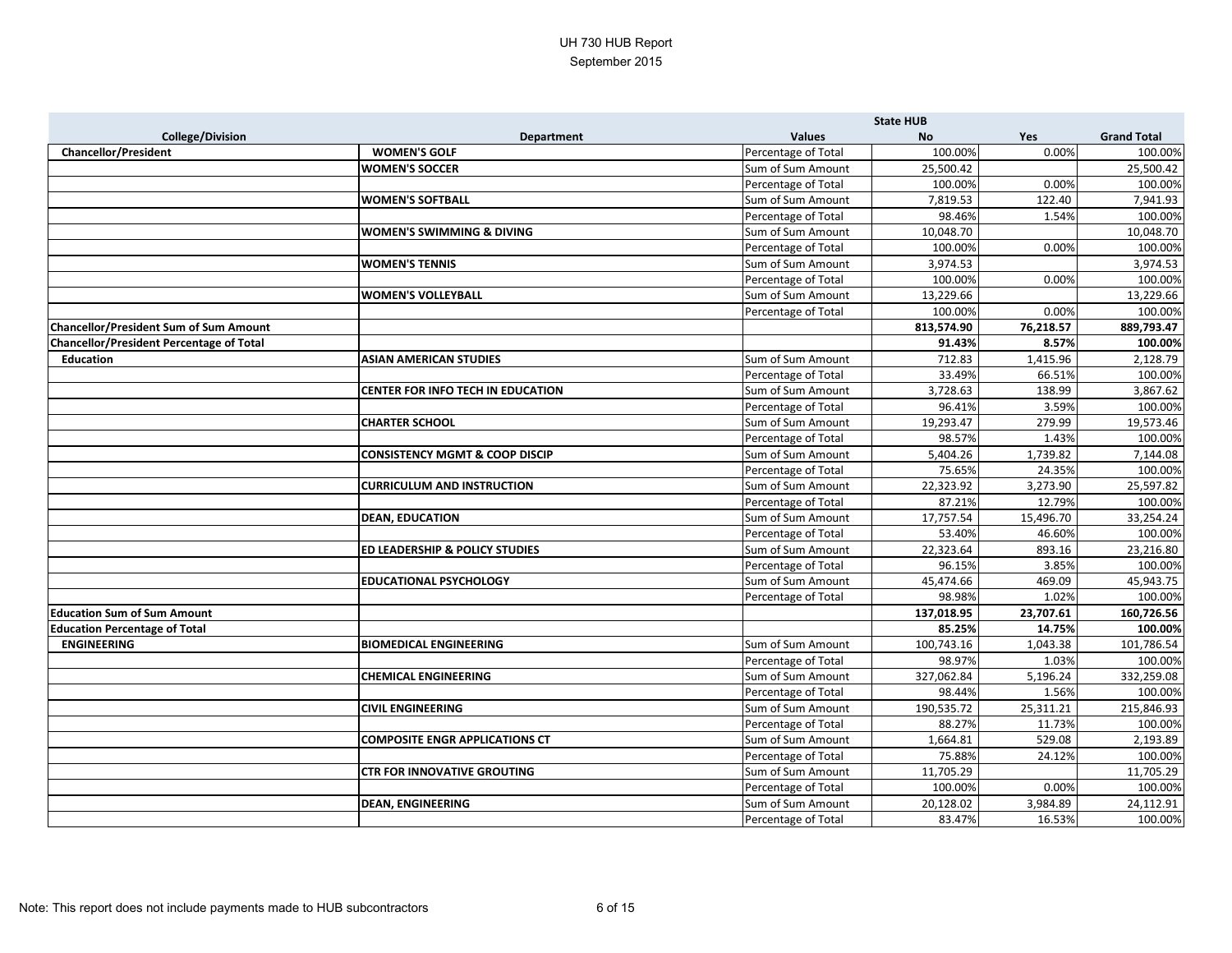# UH 730 HUB Report

September 2015

| College/Division | Department | Values | State HUB No | Yes | Grand Total |
|---|---|---|---|---|---|
| **Chancellor/President** | **WOMEN'S GOLF** | Percentage of Total | 100.00% | 0.00% | 100.00% |
| | **WOMEN'S SOCCER** | Sum of Sum Amount | 25,500.42 | | 25,500.42 |
| | | Percentage of Total | 100.00% | 0.00% | 100.00% |
| | **WOMEN'S SOFTBALL** | Sum of Sum Amount | 7,819.53 | 122.40 | 7,941.93 |
| | | Percentage of Total | 98.46% | 1.54% | 100.00% |
| | **WOMEN'S SWIMMING & DIVING** | Sum of Sum Amount | 10,048.70 | | 10,048.70 |
| | | Percentage of Total | 100.00% | 0.00% | 100.00% |
| | **WOMEN'S TENNIS** | Sum of Sum Amount | 3,974.53 | | 3,974.53 |
| | | Percentage of Total | 100.00% | 0.00% | 100.00% |
| | **WOMEN'S VOLLEYBALL** | Sum of Sum Amount | 13,229.66 | | 13,229.66 |
| | | Percentage of Total | 100.00% | 0.00% | 100.00% |
| **Chancellor/President Sum of Sum Amount** | | | **813,574.90** | **76,218.57** | **889,793.47** |
| **Chancellor/President Percentage of Total** | | | **91.43%** | **8.57%** | **100.00%** |
| **Education** | **ASIAN AMERICAN STUDIES** | Sum of Sum Amount | 712.83 | 1,415.96 | 2,128.79 |
| | | Percentage of Total | 33.49% | 66.51% | 100.00% |
| | **CENTER FOR INFO TECH IN EDUCATION** | Sum of Sum Amount | 3,728.63 | 138.99 | 3,867.62 |
| | | Percentage of Total | 96.41% | 3.59% | 100.00% |
| | **CHARTER SCHOOL** | Sum of Sum Amount | 19,293.47 | 279.99 | 19,573.46 |
| | | Percentage of Total | 98.57% | 1.43% | 100.00% |
| | **CONSISTENCY MGMT & COOP DISCIP** | Sum of Sum Amount | 5,404.26 | 1,739.82 | 7,144.08 |
| | | Percentage of Total | 75.65% | 24.35% | 100.00% |
| | **CURRICULUM AND INSTRUCTION** | Sum of Sum Amount | 22,323.92 | 3,273.90 | 25,597.82 |
| | | Percentage of Total | 87.21% | 12.79% | 100.00% |
| | **DEAN, EDUCATION** | Sum of Sum Amount | 17,757.54 | 15,496.70 | 33,254.24 |
| | | Percentage of Total | 53.40% | 46.60% | 100.00% |
| | **ED LEADERSHIP & POLICY STUDIES** | Sum of Sum Amount | 22,323.64 | 893.16 | 23,216.80 |
| | | Percentage of Total | 96.15% | 3.85% | 100.00% |
| | **EDUCATIONAL PSYCHOLOGY** | Sum of Sum Amount | 45,474.66 | 469.09 | 45,943.75 |
| | | Percentage of Total | 98.98% | 1.02% | 100.00% |
| **Education Sum of Sum Amount** | | | **137,018.95** | **23,707.61** | **160,726.56** |
| **Education Percentage of Total** | | | **85.25%** | **14.75%** | **100.00%** |
| **ENGINEERING** | **BIOMEDICAL ENGINEERING** | Sum of Sum Amount | 100,743.16 | 1,043.38 | 101,786.54 |
| | | Percentage of Total | 98.97% | 1.03% | 100.00% |
| | **CHEMICAL ENGINEERING** | Sum of Sum Amount | 327,062.84 | 5,196.24 | 332,259.08 |
| | | Percentage of Total | 98.44% | 1.56% | 100.00% |
| | **CIVIL ENGINEERING** | Sum of Sum Amount | 190,535.72 | 25,311.21 | 215,846.93 |
| | | Percentage of Total | 88.27% | 11.73% | 100.00% |
| | **COMPOSITE ENGR APPLICATIONS CT** | Sum of Sum Amount | 1,664.81 | 529.08 | 2,193.89 |
| | | Percentage of Total | 75.88% | 24.12% | 100.00% |
| | **CTR FOR INNOVATIVE GROUTING** | Sum of Sum Amount | 11,705.29 | | 11,705.29 |
| | | Percentage of Total | 100.00% | 0.00% | 100.00% |
| | **DEAN, ENGINEERING** | Sum of Sum Amount | 20,128.02 | 3,984.89 | 24,112.91 |
| | | Percentage of Total | 83.47% | 16.53% | 100.00% |

Note: This report does not include payments made to HUB subcontractors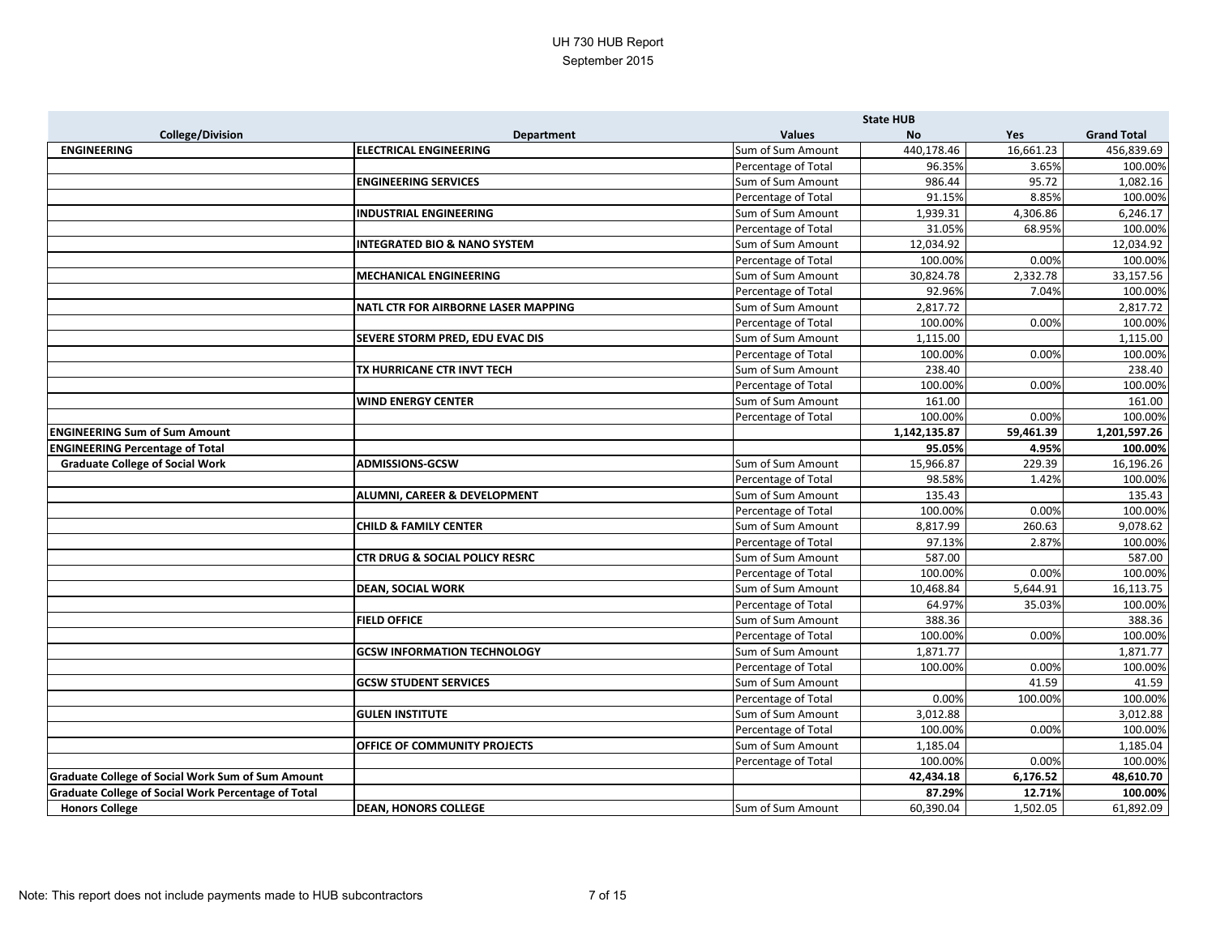# UH 730 HUB Report

September 2015

| College/Division | Department | Values | State HUB No | Yes | Grand Total |
|---|---|---|---|---|---|
| **ENGINEERING** | **ELECTRICAL ENGINEERING** | Sum of Sum Amount | 440,178.46 | 16,661.23 | 456,839.69 |
| | | Percentage of Total | 96.35% | 3.65% | 100.00% |
| | **ENGINEERING SERVICES** | Sum of Sum Amount | 986.44 | 95.72 | 1,082.16 |
| | | Percentage of Total | 91.15% | 8.85% | 100.00% |
| | **INDUSTRIAL ENGINEERING** | Sum of Sum Amount | 1,939.31 | 4,306.86 | 6,246.17 |
| | | Percentage of Total | 31.05% | 68.95% | 100.00% |
| | **INTEGRATED BIO & NANO SYSTEM** | Sum of Sum Amount | 12,034.92 | | 12,034.92 |
| | | Percentage of Total | 100.00% | 0.00% | 100.00% |
| | **MECHANICAL ENGINEERING** | Sum of Sum Amount | 30,824.78 | 2,332.78 | 33,157.56 |
| | | Percentage of Total | 92.96% | 7.04% | 100.00% |
| | **NATL CTR FOR AIRBORNE LASER MAPPING** | Sum of Sum Amount | 2,817.72 | | 2,817.72 |
| | | Percentage of Total | 100.00% | 0.00% | 100.00% |
| | **SEVERE STORM PRED, EDU EVAC DIS** | Sum of Sum Amount | 1,115.00 | | 1,115.00 |
| | | Percentage of Total | 100.00% | 0.00% | 100.00% |
| | **TX HURRICANE CTR INVT TECH** | Sum of Sum Amount | 238.40 | | 238.40 |
| | | Percentage of Total | 100.00% | 0.00% | 100.00% |
| | **WIND ENERGY CENTER** | Sum of Sum Amount | 161.00 | | 161.00 |
| | | Percentage of Total | 100.00% | 0.00% | 100.00% |
| **ENGINEERING Sum of Sum Amount** | | | **1,142,135.87** | **59,461.39** | **1,201,597.26** |
| **ENGINEERING Percentage of Total** | | | **95.05%** | **4.95%** | **100.00%** |
| **Graduate College of Social Work** | **ADMISSIONS-GCSW** | Sum of Sum Amount | 15,966.87 | 229.39 | 16,196.26 |
| | | Percentage of Total | 98.58% | 1.42% | 100.00% |
| | **ALUMNI, CAREER & DEVELOPMENT** | Sum of Sum Amount | 135.43 | | 135.43 |
| | | Percentage of Total | 100.00% | 0.00% | 100.00% |
| | **CHILD & FAMILY CENTER** | Sum of Sum Amount | 8,817.99 | 260.63 | 9,078.62 |
| | | Percentage of Total | 97.13% | 2.87% | 100.00% |
| | **CTR DRUG & SOCIAL POLICY RESRC** | Sum of Sum Amount | 587.00 | | 587.00 |
| | | Percentage of Total | 100.00% | 0.00% | 100.00% |
| | **DEAN, SOCIAL WORK** | Sum of Sum Amount | 10,468.84 | 5,644.91 | 16,113.75 |
| | | Percentage of Total | 64.97% | 35.03% | 100.00% |
| | **FIELD OFFICE** | Sum of Sum Amount | 388.36 | | 388.36 |
| | | Percentage of Total | 100.00% | 0.00% | 100.00% |
| | **GCSW INFORMATION TECHNOLOGY** | Sum of Sum Amount | 1,871.77 | | 1,871.77 |
| | | Percentage of Total | 100.00% | 0.00% | 100.00% |
| | **GCSW STUDENT SERVICES** | Sum of Sum Amount | | 41.59 | 41.59 |
| | | Percentage of Total | 0.00% | 100.00% | 100.00% |
| | **GULEN INSTITUTE** | Sum of Sum Amount | 3,012.88 | | 3,012.88 |
| | | Percentage of Total | 100.00% | 0.00% | 100.00% |
| | **OFFICE OF COMMUNITY PROJECTS** | Sum of Sum Amount | 1,185.04 | | 1,185.04 |
| | | Percentage of Total | 100.00% | 0.00% | 100.00% |
| **Graduate College of Social Work Sum of Sum Amount** | | | **42,434.18** | **6,176.52** | **48,610.70** |
| **Graduate College of Social Work Percentage of Total** | | | **87.29%** | **12.71%** | **100.00%** |
| **Honors College** | **DEAN, HONORS COLLEGE** | Sum of Sum Amount | 60,390.04 | 1,502.05 | 61,892.09 |

Note: This report does not include payments made to HUB subcontractors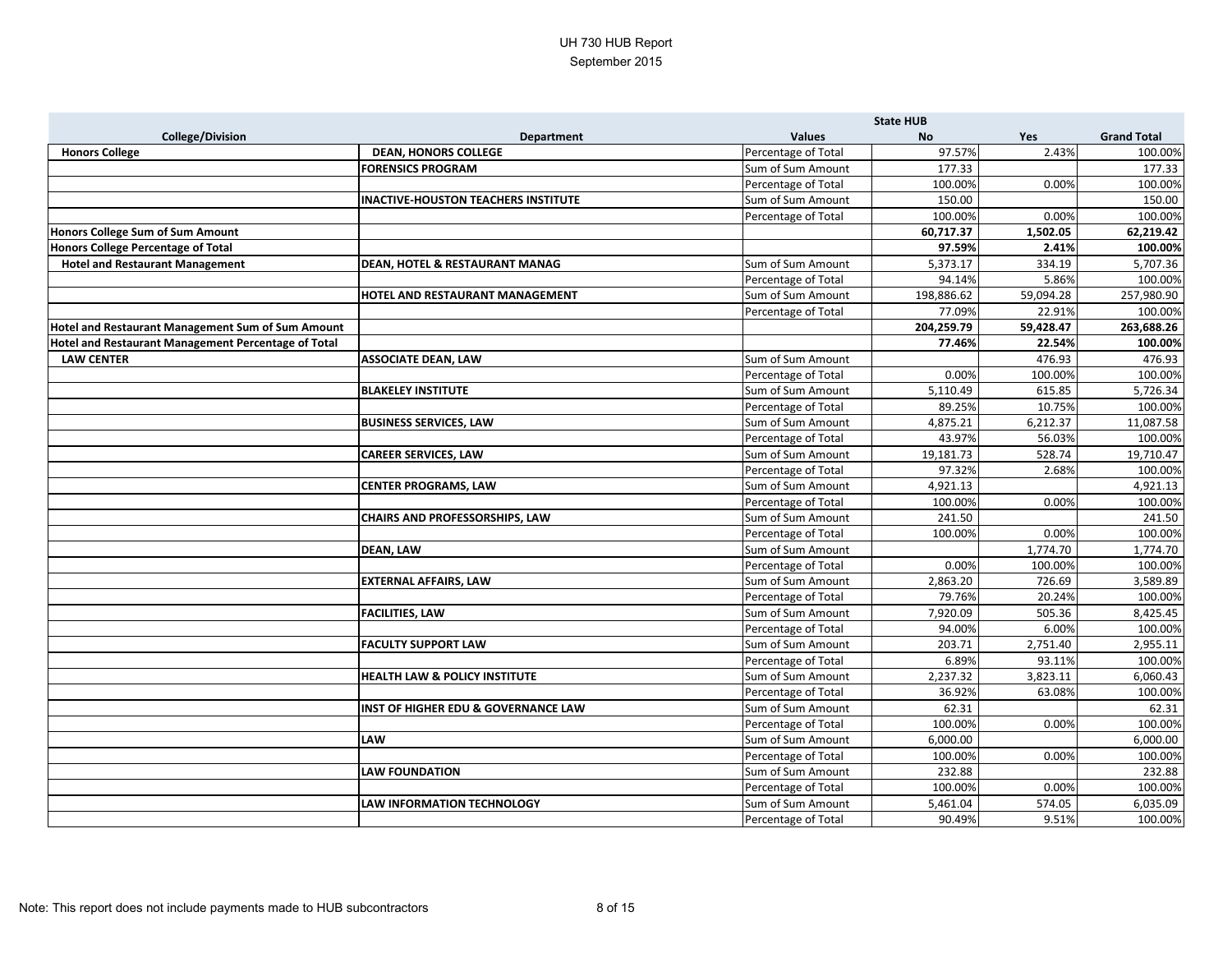# UH 730 HUB Report

September 2015

| College/Division | Department | Values | State HUB No | Yes | Grand Total |
|---|---|---|---|---|---|
| **Honors College** | **DEAN, HONORS COLLEGE** | Percentage of Total | 97.57% | 2.43% | 100.00% |
| | **FORENSICS PROGRAM** | Sum of Sum Amount | 177.33 | | 177.33 |
| | | Percentage of Total | 100.00% | 0.00% | 100.00% |
| | **INACTIVE-HOUSTON TEACHERS INSTITUTE** | Sum of Sum Amount | 150.00 | | 150.00 |
| | | Percentage of Total | 100.00% | 0.00% | 100.00% |
| **Honors College Sum of Sum Amount** | | | **60,717.37** | **1,502.05** | **62,219.42** |
| **Honors College Percentage of Total** | | | **97.59%** | **2.41%** | **100.00%** |
| **Hotel and Restaurant Management** | **DEAN, HOTEL & RESTAURANT MANAG** | Sum of Sum Amount | 5,373.17 | 334.19 | 5,707.36 |
| | | Percentage of Total | 94.14% | 5.86% | 100.00% |
| | **HOTEL AND RESTAURANT MANAGEMENT** | Sum of Sum Amount | 198,886.62 | 59,094.28 | 257,980.90 |
| | | Percentage of Total | 77.09% | 22.91% | 100.00% |
| **Hotel and Restaurant Management Sum of Sum Amount** | | | **204,259.79** | **59,428.47** | **263,688.26** |
| **Hotel and Restaurant Management Percentage of Total** | | | **77.46%** | **22.54%** | **100.00%** |
| **LAW CENTER** | **ASSOCIATE DEAN, LAW** | Sum of Sum Amount | | 476.93 | 476.93 |
| | | Percentage of Total | 0.00% | 100.00% | 100.00% |
| | **BLAKELEY INSTITUTE** | Sum of Sum Amount | 5,110.49 | 615.85 | 5,726.34 |
| | | Percentage of Total | 89.25% | 10.75% | 100.00% |
| | **BUSINESS SERVICES, LAW** | Sum of Sum Amount | 4,875.21 | 6,212.37 | 11,087.58 |
| | | Percentage of Total | 43.97% | 56.03% | 100.00% |
| | **CAREER SERVICES, LAW** | Sum of Sum Amount | 19,181.73 | 528.74 | 19,710.47 |
| | | Percentage of Total | 97.32% | 2.68% | 100.00% |
| | **CENTER PROGRAMS, LAW** | Sum of Sum Amount | 4,921.13 | | 4,921.13 |
| | | Percentage of Total | 100.00% | 0.00% | 100.00% |
| | **CHAIRS AND PROFESSORSHIPS, LAW** | Sum of Sum Amount | 241.50 | | 241.50 |
| | | Percentage of Total | 100.00% | 0.00% | 100.00% |
| | **DEAN, LAW** | Sum of Sum Amount | | 1,774.70 | 1,774.70 |
| | | Percentage of Total | 0.00% | 100.00% | 100.00% |
| | **EXTERNAL AFFAIRS, LAW** | Sum of Sum Amount | 2,863.20 | 726.69 | 3,589.89 |
| | | Percentage of Total | 79.76% | 20.24% | 100.00% |
| | **FACILITIES, LAW** | Sum of Sum Amount | 7,920.09 | 505.36 | 8,425.45 |
| | | Percentage of Total | 94.00% | 6.00% | 100.00% |
| | **FACULTY SUPPORT LAW** | Sum of Sum Amount | 203.71 | 2,751.40 | 2,955.11 |
| | | Percentage of Total | 6.89% | 93.11% | 100.00% |
| | **HEALTH LAW & POLICY INSTITUTE** | Sum of Sum Amount | 2,237.32 | 3,823.11 | 6,060.43 |
| | | Percentage of Total | 36.92% | 63.08% | 100.00% |
| | **INST OF HIGHER EDU & GOVERNANCE LAW** | Sum of Sum Amount | 62.31 | | 62.31 |
| | | Percentage of Total | 100.00% | 0.00% | 100.00% |
| | **LAW** | Sum of Sum Amount | 6,000.00 | | 6,000.00 |
| | | Percentage of Total | 100.00% | 0.00% | 100.00% |
| | **LAW FOUNDATION** | Sum of Sum Amount | 232.88 | | 232.88 |
| | | Percentage of Total | 100.00% | 0.00% | 100.00% |
| | **LAW INFORMATION TECHNOLOGY** | Sum of Sum Amount | 5,461.04 | 574.05 | 6,035.09 |
| | | Percentage of Total | 90.49% | 9.51% | 100.00% |

Note: This report does not include payments made to HUB subcontractors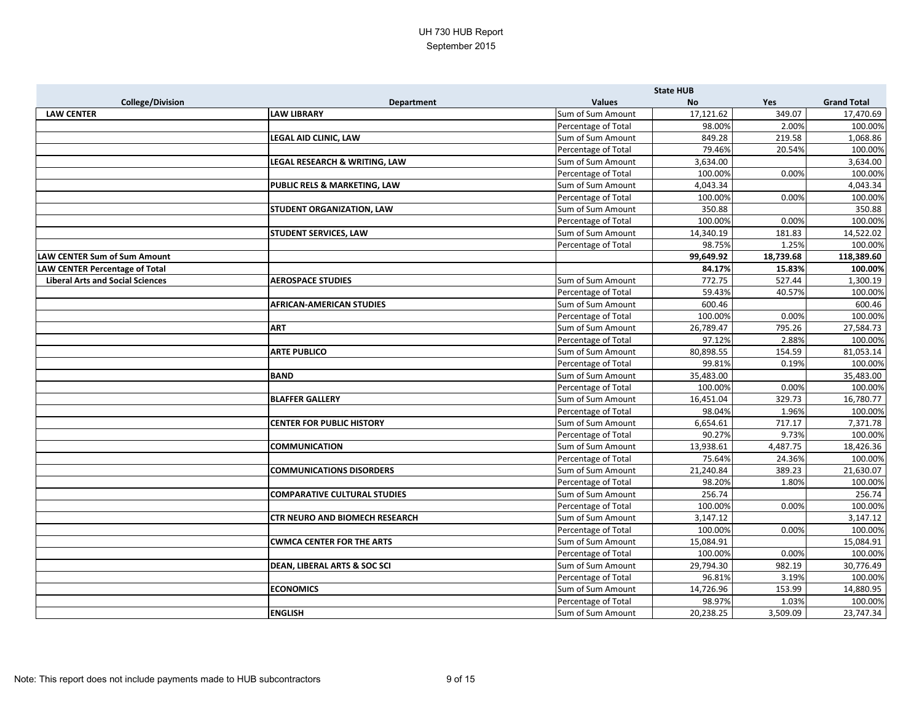UH 730 HUB Report
September 2015

| College/Division | Department | Values | State HUB No | Yes | Grand Total |
|---|---|---|---|---|---|
| **LAW CENTER** | **LAW LIBRARY** | Sum of Sum Amount | 17,121.62 | 349.07 | 17,470.69 |
| | | Percentage of Total | 98.00% | 2.00% | 100.00% |
| | **LEGAL AID CLINIC, LAW** | Sum of Sum Amount | 849.28 | 219.58 | 1,068.86 |
| | | Percentage of Total | 79.46% | 20.54% | 100.00% |
| | **LEGAL RESEARCH & WRITING, LAW** | Sum of Sum Amount | 3,634.00 | | 3,634.00 |
| | | Percentage of Total | 100.00% | 0.00% | 100.00% |
| | **PUBLIC RELS & MARKETING, LAW** | Sum of Sum Amount | 4,043.34 | | 4,043.34 |
| | | Percentage of Total | 100.00% | 0.00% | 100.00% |
| | **STUDENT ORGANIZATION, LAW** | Sum of Sum Amount | 350.88 | | 350.88 |
| | | Percentage of Total | 100.00% | 0.00% | 100.00% |
| | **STUDENT SERVICES, LAW** | Sum of Sum Amount | 14,340.19 | 181.83 | 14,522.02 |
| | | Percentage of Total | 98.75% | 1.25% | 100.00% |
| **LAW CENTER Sum of Sum Amount** | | | **99,649.92** | **18,739.68** | **118,389.60** |
| **LAW CENTER Percentage of Total** | | | **84.17%** | **15.83%** | **100.00%** |
| **Liberal Arts and Social Sciences** | **AEROSPACE STUDIES** | Sum of Sum Amount | 772.75 | 527.44 | 1,300.19 |
| | | Percentage of Total | 59.43% | 40.57% | 100.00% |
| | **AFRICAN-AMERICAN STUDIES** | Sum of Sum Amount | 600.46 | | 600.46 |
| | | Percentage of Total | 100.00% | 0.00% | 100.00% |
| | **ART** | Sum of Sum Amount | 26,789.47 | 795.26 | 27,584.73 |
| | | Percentage of Total | 97.12% | 2.88% | 100.00% |
| | **ARTE PUBLICO** | Sum of Sum Amount | 80,898.55 | 154.59 | 81,053.14 |
| | | Percentage of Total | 99.81% | 0.19% | 100.00% |
| | **BAND** | Sum of Sum Amount | 35,483.00 | | 35,483.00 |
| | | Percentage of Total | 100.00% | 0.00% | 100.00% |
| | **BLAFFER GALLERY** | Sum of Sum Amount | 16,451.04 | 329.73 | 16,780.77 |
| | | Percentage of Total | 98.04% | 1.96% | 100.00% |
| | **CENTER FOR PUBLIC HISTORY** | Sum of Sum Amount | 6,654.61 | 717.17 | 7,371.78 |
| | | Percentage of Total | 90.27% | 9.73% | 100.00% |
| | **COMMUNICATION** | Sum of Sum Amount | 13,938.61 | 4,487.75 | 18,426.36 |
| | | Percentage of Total | 75.64% | 24.36% | 100.00% |
| | **COMMUNICATIONS DISORDERS** | Sum of Sum Amount | 21,240.84 | 389.23 | 21,630.07 |
| | | Percentage of Total | 98.20% | 1.80% | 100.00% |
| | **COMPARATIVE CULTURAL STUDIES** | Sum of Sum Amount | 256.74 | | 256.74 |
| | | Percentage of Total | 100.00% | 0.00% | 100.00% |
| | **CTR NEURO AND BIOMECH RESEARCH** | Sum of Sum Amount | 3,147.12 | | 3,147.12 |
| | | Percentage of Total | 100.00% | 0.00% | 100.00% |
| | **CWMCA CENTER FOR THE ARTS** | Sum of Sum Amount | 15,084.91 | | 15,084.91 |
| | | Percentage of Total | 100.00% | 0.00% | 100.00% |
| | **DEAN, LIBERAL ARTS & SOC SCI** | Sum of Sum Amount | 29,794.30 | 982.19 | 30,776.49 |
| | | Percentage of Total | 96.81% | 3.19% | 100.00% |
| | **ECONOMICS** | Sum of Sum Amount | 14,726.96 | 153.99 | 14,880.95 |
| | | Percentage of Total | 98.97% | 1.03% | 100.00% |
| | **ENGLISH** | Sum of Sum Amount | 20,238.25 | 3,509.09 | 23,747.34 |

Note: This report does not include payments made to HUB subcontractors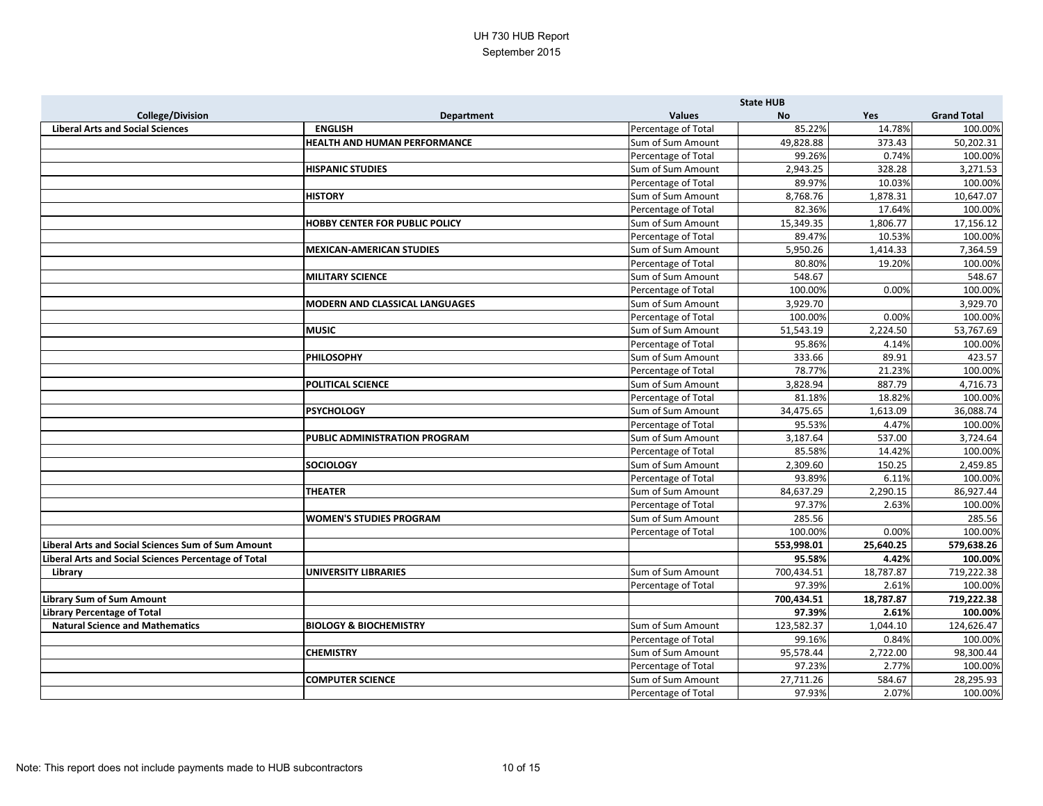# UH 730 HUB Report
September 2015

| College/Division | Department | Values | State HUB No | Yes | Grand Total |
|---|---|---|---|---|---|
| Liberal Arts and Social Sciences | ENGLISH | Percentage of Total | 85.22% | 14.78% | 100.00% |
| | HEALTH AND HUMAN PERFORMANCE | Sum of Sum Amount | 49,828.88 | 373.43 | 50,202.31 |
| | | Percentage of Total | 99.26% | 0.74% | 100.00% |
| | HISPANIC STUDIES | Sum of Sum Amount | 2,943.25 | 328.28 | 3,271.53 |
| | | Percentage of Total | 89.97% | 10.03% | 100.00% |
| | HISTORY | Sum of Sum Amount | 8,768.76 | 1,878.31 | 10,647.07 |
| | | Percentage of Total | 82.36% | 17.64% | 100.00% |
| | HOBBY CENTER FOR PUBLIC POLICY | Sum of Sum Amount | 15,349.35 | 1,806.77 | 17,156.12 |
| | | Percentage of Total | 89.47% | 10.53% | 100.00% |
| | MEXICAN-AMERICAN STUDIES | Sum of Sum Amount | 5,950.26 | 1,414.33 | 7,364.59 |
| | | Percentage of Total | 80.80% | 19.20% | 100.00% |
| | MILITARY SCIENCE | Sum of Sum Amount | 548.67 | | 548.67 |
| | | Percentage of Total | 100.00% | 0.00% | 100.00% |
| | MODERN AND CLASSICAL LANGUAGES | Sum of Sum Amount | 3,929.70 | | 3,929.70 |
| | | Percentage of Total | 100.00% | 0.00% | 100.00% |
| | MUSIC | Sum of Sum Amount | 51,543.19 | 2,224.50 | 53,767.69 |
| | | Percentage of Total | 95.86% | 4.14% | 100.00% |
| | PHILOSOPHY | Sum of Sum Amount | 333.66 | 89.91 | 423.57 |
| | | Percentage of Total | 78.77% | 21.23% | 100.00% |
| | POLITICAL SCIENCE | Sum of Sum Amount | 3,828.94 | 887.79 | 4,716.73 |
| | | Percentage of Total | 81.18% | 18.82% | 100.00% |
| | PSYCHOLOGY | Sum of Sum Amount | 34,475.65 | 1,613.09 | 36,088.74 |
| | | Percentage of Total | 95.53% | 4.47% | 100.00% |
| | PUBLIC ADMINISTRATION PROGRAM | Sum of Sum Amount | 3,187.64 | 537.00 | 3,724.64 |
| | | Percentage of Total | 85.58% | 14.42% | 100.00% |
| | SOCIOLOGY | Sum of Sum Amount | 2,309.60 | 150.25 | 2,459.85 |
| | | Percentage of Total | 93.89% | 6.11% | 100.00% |
| | THEATER | Sum of Sum Amount | 84,637.29 | 2,290.15 | 86,927.44 |
| | | Percentage of Total | 97.37% | 2.63% | 100.00% |
| | WOMEN'S STUDIES PROGRAM | Sum of Sum Amount | 285.56 | | 285.56 |
| | | Percentage of Total | 100.00% | 0.00% | 100.00% |
| **Liberal Arts and Social Sciences Sum of Sum Amount** | | | **553,998.01** | **25,640.25** | **579,638.26** |
| **Liberal Arts and Social Sciences Percentage of Total** | | | **95.58%** | **4.42%** | **100.00%** |
| Library | UNIVERSITY LIBRARIES | Sum of Sum Amount | 700,434.51 | 18,787.87 | 719,222.38 |
| | | Percentage of Total | 97.39% | 2.61% | 100.00% |
| **Library Sum of Sum Amount** | | | **700,434.51** | **18,787.87** | **719,222.38** |
| **Library Percentage of Total** | | | **97.39%** | **2.61%** | **100.00%** |
| Natural Science and Mathematics | BIOLOGY & BIOCHEMISTRY | Sum of Sum Amount | 123,582.37 | 1,044.10 | 124,626.47 |
| | | Percentage of Total | 99.16% | 0.84% | 100.00% |
| | CHEMISTRY | Sum of Sum Amount | 95,578.44 | 2,722.00 | 98,300.44 |
| | | Percentage of Total | 97.23% | 2.77% | 100.00% |
| | COMPUTER SCIENCE | Sum of Sum Amount | 27,711.26 | 584.67 | 28,295.93 |
| | | Percentage of Total | 97.93% | 2.07% | 100.00% |

Note: This report does not include payments made to HUB subcontractors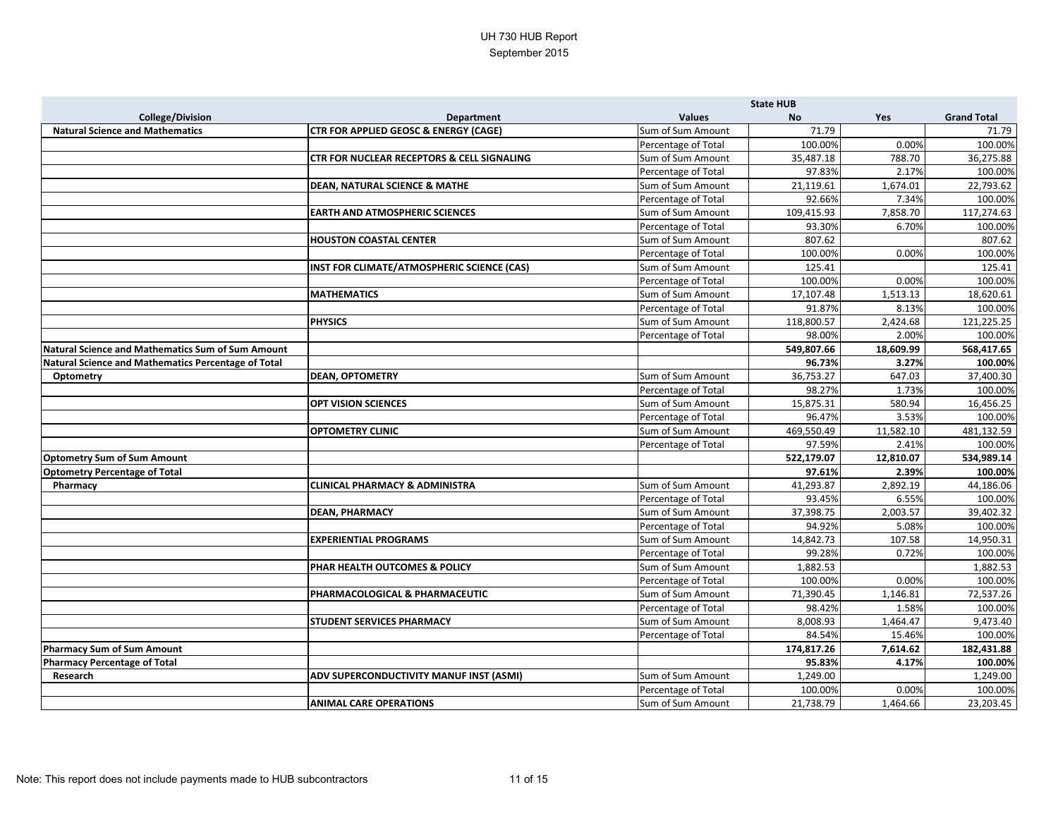# UH 730 HUB Report

September 2015

| College/Division | Department | Values | State HUB No | Yes | Grand Total |
|---|---|---|---|---|---|
| **Natural Science and Mathematics** | **CTR FOR APPLIED GEOSC & ENERGY (CAGE)** | Sum of Sum Amount | 71.79 | | 71.79 |
| | | Percentage of Total | 100.00% | 0.00% | 100.00% |
| | **CTR FOR NUCLEAR RECEPTORS & CELL SIGNALING** | Sum of Sum Amount | 35,487.18 | 788.70 | 36,275.88 |
| | | Percentage of Total | 97.83% | 2.17% | 100.00% |
| | **DEAN, NATURAL SCIENCE & MATHE** | Sum of Sum Amount | 21,119.61 | 1,674.01 | 22,793.62 |
| | | Percentage of Total | 92.66% | 7.34% | 100.00% |
| | **EARTH AND ATMOSPHERIC SCIENCES** | Sum of Sum Amount | 109,415.93 | 7,858.70 | 117,274.63 |
| | | Percentage of Total | 93.30% | 6.70% | 100.00% |
| | **HOUSTON COASTAL CENTER** | Sum of Sum Amount | 807.62 | | 807.62 |
| | | Percentage of Total | 100.00% | 0.00% | 100.00% |
| | **INST FOR CLIMATE/ATMOSPHERIC SCIENCE (CAS)** | Sum of Sum Amount | 125.41 | | 125.41 |
| | | Percentage of Total | 100.00% | 0.00% | 100.00% |
| | **MATHEMATICS** | Sum of Sum Amount | 17,107.48 | 1,513.13 | 18,620.61 |
| | | Percentage of Total | 91.87% | 8.13% | 100.00% |
| | **PHYSICS** | Sum of Sum Amount | 118,800.57 | 2,424.68 | 121,225.25 |
| | | Percentage of Total | 98.00% | 2.00% | 100.00% |
| **Natural Science and Mathematics Sum of Sum Amount** | | | **549,807.66** | **18,609.99** | **568,417.65** |
| **Natural Science and Mathematics Percentage of Total** | | | **96.73%** | **3.27%** | **100.00%** |
| **Optometry** | **DEAN, OPTOMETRY** | Sum of Sum Amount | 36,753.27 | 647.03 | 37,400.30 |
| | | Percentage of Total | 98.27% | 1.73% | 100.00% |
| | **OPT VISION SCIENCES** | Sum of Sum Amount | 15,875.31 | 580.94 | 16,456.25 |
| | | Percentage of Total | 96.47% | 3.53% | 100.00% |
| | **OPTOMETRY CLINIC** | Sum of Sum Amount | 469,550.49 | 11,582.10 | 481,132.59 |
| | | Percentage of Total | 97.59% | 2.41% | 100.00% |
| **Optometry Sum of Sum Amount** | | | **522,179.07** | **12,810.07** | **534,989.14** |
| **Optometry Percentage of Total** | | | **97.61%** | **2.39%** | **100.00%** |
| **Pharmacy** | **CLINICAL PHARMACY & ADMINISTRA** | Sum of Sum Amount | 41,293.87 | 2,892.19 | 44,186.06 |
| | | Percentage of Total | 93.45% | 6.55% | 100.00% |
| | **DEAN, PHARMACY** | Sum of Sum Amount | 37,398.75 | 2,003.57 | 39,402.32 |
| | | Percentage of Total | 94.92% | 5.08% | 100.00% |
| | **EXPERIENTIAL PROGRAMS** | Sum of Sum Amount | 14,842.73 | 107.58 | 14,950.31 |
| | | Percentage of Total | 99.28% | 0.72% | 100.00% |
| | **PHAR HEALTH OUTCOMES & POLICY** | Sum of Sum Amount | 1,882.53 | | 1,882.53 |
| | | Percentage of Total | 100.00% | 0.00% | 100.00% |
| | **PHARMACOLOGICAL & PHARMACEUTIC** | Sum of Sum Amount | 71,390.45 | 1,146.81 | 72,537.26 |
| | | Percentage of Total | 98.42% | 1.58% | 100.00% |
| | **STUDENT SERVICES PHARMACY** | Sum of Sum Amount | 8,008.93 | 1,464.47 | 9,473.40 |
| | | Percentage of Total | 84.54% | 15.46% | 100.00% |
| **Pharmacy Sum of Sum Amount** | | | **174,817.26** | **7,614.62** | **182,431.88** |
| **Pharmacy Percentage of Total** | | | **95.83%** | **4.17%** | **100.00%** |
| **Research** | **ADV SUPERCONDUCTIVITY MANUF INST (ASMI)** | Sum of Sum Amount | 1,249.00 | | 1,249.00 |
| | | Percentage of Total | 100.00% | 0.00% | 100.00% |
| | **ANIMAL CARE OPERATIONS** | Sum of Sum Amount | 21,738.79 | 1,464.66 | 23,203.45 |

Note: This report does not include payments made to HUB subcontractors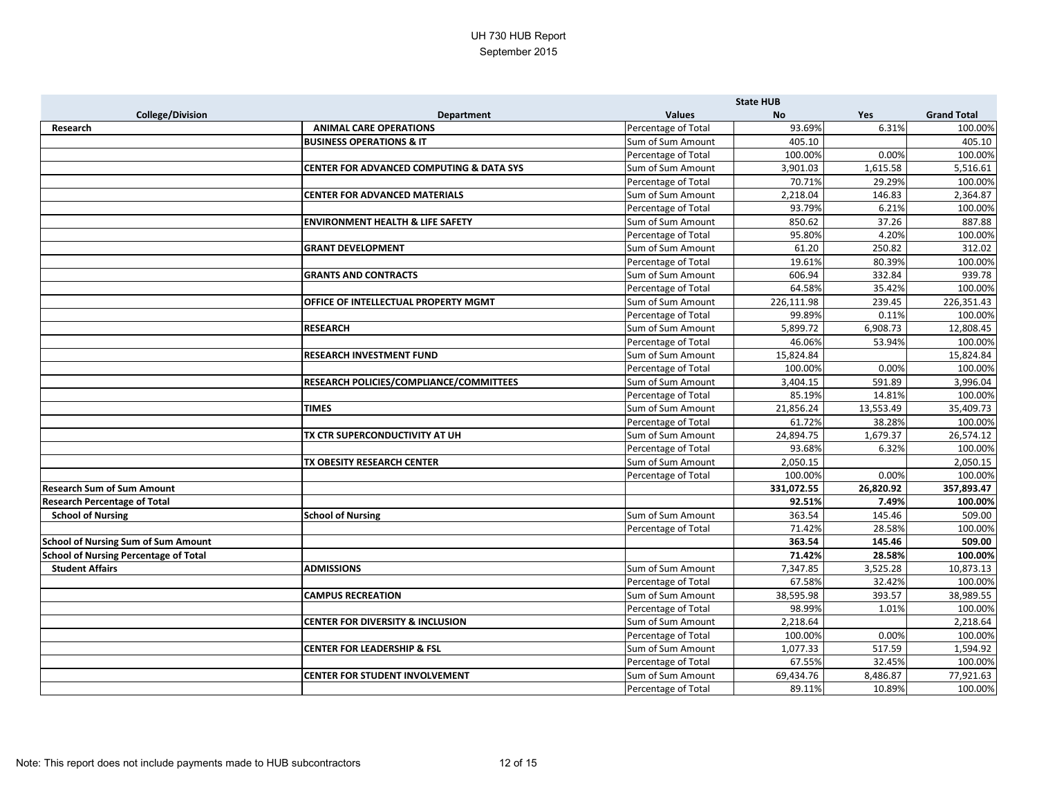# UH 730 HUB Report

September 2015

| College/Division | Department | Values | State HUB No | Yes | Grand Total |
|---|---|---|---|---|---|
| **Research** | **ANIMAL CARE OPERATIONS** | Percentage of Total | 93.69% | 6.31% | 100.00% |
| | **BUSINESS OPERATIONS & IT** | Sum of Sum Amount | 405.10 | | 405.10 |
| | | Percentage of Total | 100.00% | 0.00% | 100.00% |
| | **CENTER FOR ADVANCED COMPUTING & DATA SYS** | Sum of Sum Amount | 3,901.03 | 1,615.58 | 5,516.61 |
| | | Percentage of Total | 70.71% | 29.29% | 100.00% |
| | **CENTER FOR ADVANCED MATERIALS** | Sum of Sum Amount | 2,218.04 | 146.83 | 2,364.87 |
| | | Percentage of Total | 93.79% | 6.21% | 100.00% |
| | **ENVIRONMENT HEALTH & LIFE SAFETY** | Sum of Sum Amount | 850.62 | 37.26 | 887.88 |
| | | Percentage of Total | 95.80% | 4.20% | 100.00% |
| | **GRANT DEVELOPMENT** | Sum of Sum Amount | 61.20 | 250.82 | 312.02 |
| | | Percentage of Total | 19.61% | 80.39% | 100.00% |
| | **GRANTS AND CONTRACTS** | Sum of Sum Amount | 606.94 | 332.84 | 939.78 |
| | | Percentage of Total | 64.58% | 35.42% | 100.00% |
| | **OFFICE OF INTELLECTUAL PROPERTY MGMT** | Sum of Sum Amount | 226,111.98 | 239.45 | 226,351.43 |
| | | Percentage of Total | 99.89% | 0.11% | 100.00% |
| | **RESEARCH** | Sum of Sum Amount | 5,899.72 | 6,908.73 | 12,808.45 |
| | | Percentage of Total | 46.06% | 53.94% | 100.00% |
| | **RESEARCH INVESTMENT FUND** | Sum of Sum Amount | 15,824.84 | | 15,824.84 |
| | | Percentage of Total | 100.00% | 0.00% | 100.00% |
| | **RESEARCH POLICIES/COMPLIANCE/COMMITTEES** | Sum of Sum Amount | 3,404.15 | 591.89 | 3,996.04 |
| | | Percentage of Total | 85.19% | 14.81% | 100.00% |
| | **TIMES** | Sum of Sum Amount | 21,856.24 | 13,553.49 | 35,409.73 |
| | | Percentage of Total | 61.72% | 38.28% | 100.00% |
| | **TX CTR SUPERCONDUCTIVITY AT UH** | Sum of Sum Amount | 24,894.75 | 1,679.37 | 26,574.12 |
| | | Percentage of Total | 93.68% | 6.32% | 100.00% |
| | **TX OBESITY RESEARCH CENTER** | Sum of Sum Amount | 2,050.15 | | 2,050.15 |
| | | Percentage of Total | 100.00% | 0.00% | 100.00% |
| **Research Sum of Sum Amount** | | | **331,072.55** | **26,820.92** | **357,893.47** |
| **Research Percentage of Total** | | | **92.51%** | **7.49%** | **100.00%** |
| **School of Nursing** | **School of Nursing** | Sum of Sum Amount | 363.54 | 145.46 | 509.00 |
| | | Percentage of Total | 71.42% | 28.58% | 100.00% |
| **School of Nursing Sum of Sum Amount** | | | **363.54** | **145.46** | **509.00** |
| **School of Nursing Percentage of Total** | | | **71.42%** | **28.58%** | **100.00%** |
| **Student Affairs** | **ADMISSIONS** | Sum of Sum Amount | 7,347.85 | 3,525.28 | 10,873.13 |
| | | Percentage of Total | 67.58% | 32.42% | 100.00% |
| | **CAMPUS RECREATION** | Sum of Sum Amount | 38,595.98 | 393.57 | 38,989.55 |
| | | Percentage of Total | 98.99% | 1.01% | 100.00% |
| | **CENTER FOR DIVERSITY & INCLUSION** | Sum of Sum Amount | 2,218.64 | | 2,218.64 |
| | | Percentage of Total | 100.00% | 0.00% | 100.00% |
| | **CENTER FOR LEADERSHIP & FSL** | Sum of Sum Amount | 1,077.33 | 517.59 | 1,594.92 |
| | | Percentage of Total | 67.55% | 32.45% | 100.00% |
| | **CENTER FOR STUDENT INVOLVEMENT** | Sum of Sum Amount | 69,434.76 | 8,486.87 | 77,921.63 |
| | | Percentage of Total | 89.11% | 10.89% | 100.00% |

Note: This report does not include payments made to HUB subcontractors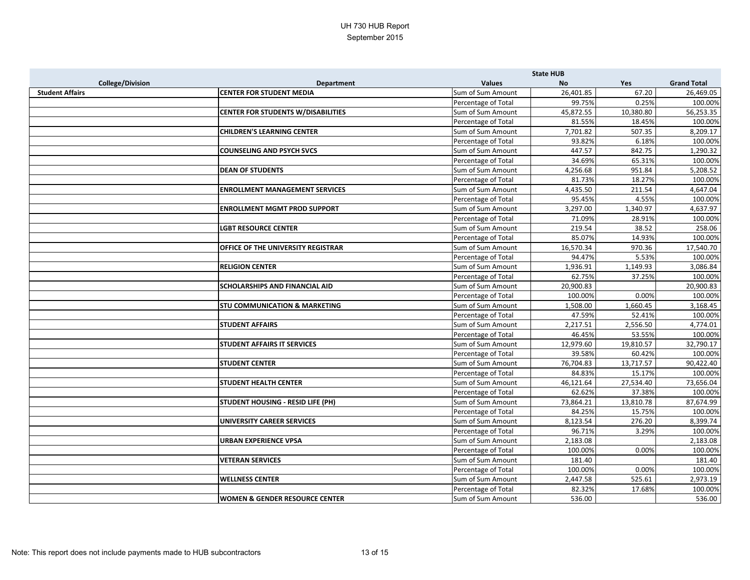# UH 730 HUB Report

September 2015

| College/Division | Department | Values | State HUB No | Yes | Grand Total |
|---|---|---|---|---|---|
| **Student Affairs** | **CENTER FOR STUDENT MEDIA** | Sum of Sum Amount | 26,401.85 | 67.20 | 26,469.05 |
| | | Percentage of Total | 99.75% | 0.25% | 100.00% |
| | **CENTER FOR STUDENTS W/DISABILITIES** | Sum of Sum Amount | 45,872.55 | 10,380.80 | 56,253.35 |
| | | Percentage of Total | 81.55% | 18.45% | 100.00% |
| | **CHILDREN'S LEARNING CENTER** | Sum of Sum Amount | 7,701.82 | 507.35 | 8,209.17 |
| | | Percentage of Total | 93.82% | 6.18% | 100.00% |
| | **COUNSELING AND PSYCH SVCS** | Sum of Sum Amount | 447.57 | 842.75 | 1,290.32 |
| | | Percentage of Total | 34.69% | 65.31% | 100.00% |
| | **DEAN OF STUDENTS** | Sum of Sum Amount | 4,256.68 | 951.84 | 5,208.52 |
| | | Percentage of Total | 81.73% | 18.27% | 100.00% |
| | **ENROLLMENT MANAGEMENT SERVICES** | Sum of Sum Amount | 4,435.50 | 211.54 | 4,647.04 |
| | | Percentage of Total | 95.45% | 4.55% | 100.00% |
| | **ENROLLMENT MGMT PROD SUPPORT** | Sum of Sum Amount | 3,297.00 | 1,340.97 | 4,637.97 |
| | | Percentage of Total | 71.09% | 28.91% | 100.00% |
| | **LGBT RESOURCE CENTER** | Sum of Sum Amount | 219.54 | 38.52 | 258.06 |
| | | Percentage of Total | 85.07% | 14.93% | 100.00% |
| | **OFFICE OF THE UNIVERSITY REGISTRAR** | Sum of Sum Amount | 16,570.34 | 970.36 | 17,540.70 |
| | | Percentage of Total | 94.47% | 5.53% | 100.00% |
| | **RELIGION CENTER** | Sum of Sum Amount | 1,936.91 | 1,149.93 | 3,086.84 |
| | | Percentage of Total | 62.75% | 37.25% | 100.00% |
| | **SCHOLARSHIPS AND FINANCIAL AID** | Sum of Sum Amount | 20,900.83 | | 20,900.83 |
| | | Percentage of Total | 100.00% | 0.00% | 100.00% |
| | **STU COMMUNICATION & MARKETING** | Sum of Sum Amount | 1,508.00 | 1,660.45 | 3,168.45 |
| | | Percentage of Total | 47.59% | 52.41% | 100.00% |
| | **STUDENT AFFAIRS** | Sum of Sum Amount | 2,217.51 | 2,556.50 | 4,774.01 |
| | | Percentage of Total | 46.45% | 53.55% | 100.00% |
| | **STUDENT AFFAIRS IT SERVICES** | Sum of Sum Amount | 12,979.60 | 19,810.57 | 32,790.17 |
| | | Percentage of Total | 39.58% | 60.42% | 100.00% |
| | **STUDENT CENTER** | Sum of Sum Amount | 76,704.83 | 13,717.57 | 90,422.40 |
| | | Percentage of Total | 84.83% | 15.17% | 100.00% |
| | **STUDENT HEALTH CENTER** | Sum of Sum Amount | 46,121.64 | 27,534.40 | 73,656.04 |
| | | Percentage of Total | 62.62% | 37.38% | 100.00% |
| | **STUDENT HOUSING - RESID LIFE (PH)** | Sum of Sum Amount | 73,864.21 | 13,810.78 | 87,674.99 |
| | | Percentage of Total | 84.25% | 15.75% | 100.00% |
| | **UNIVERSITY CAREER SERVICES** | Sum of Sum Amount | 8,123.54 | 276.20 | 8,399.74 |
| | | Percentage of Total | 96.71% | 3.29% | 100.00% |
| | **URBAN EXPERIENCE VPSA** | Sum of Sum Amount | 2,183.08 | | 2,183.08 |
| | | Percentage of Total | 100.00% | 0.00% | 100.00% |
| | **VETERAN SERVICES** | Sum of Sum Amount | 181.40 | | 181.40 |
| | | Percentage of Total | 100.00% | 0.00% | 100.00% |
| | **WELLNESS CENTER** | Sum of Sum Amount | 2,447.58 | 525.61 | 2,973.19 |
| | | Percentage of Total | 82.32% | 17.68% | 100.00% |
| | **WOMEN & GENDER RESOURCE CENTER** | Sum of Sum Amount | 536.00 | | 536.00 |

Note: This report does not include payments made to HUB subcontractors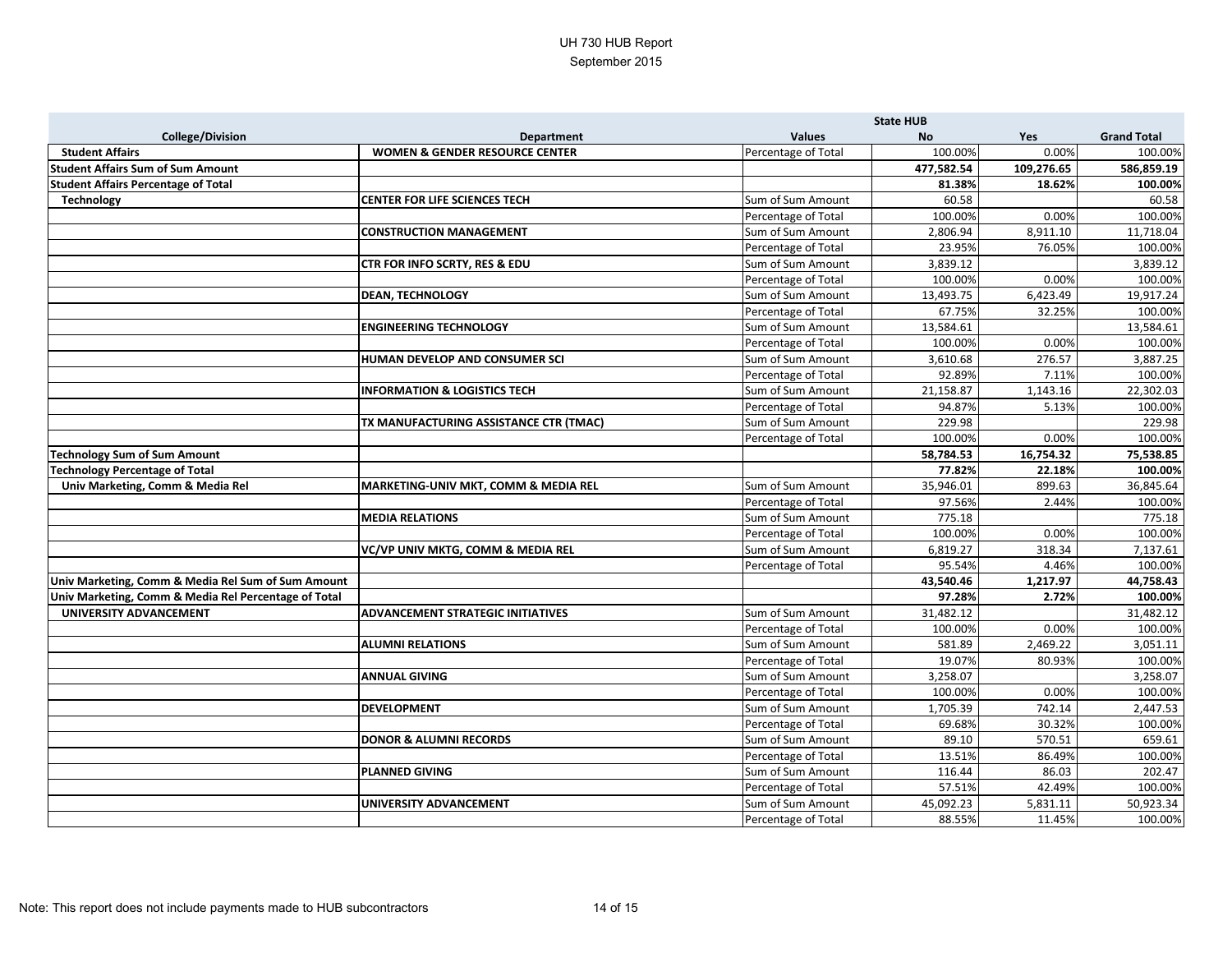# UH 730 HUB Report
## September 2015

| College/Division | Department | Values | State HUB No | Yes | Grand Total |
|---|---|---|---|---|---|
| **Student Affairs** | **WOMEN & GENDER RESOURCE CENTER** | Percentage of Total | 100.00% | 0.00% | 100.00% |
| **Student Affairs Sum of Sum Amount** | | | **477,582.54** | **109,276.65** | **586,859.19** |
| **Student Affairs Percentage of Total** | | | **81.38%** | **18.62%** | **100.00%** |
| **Technology** | **CENTER FOR LIFE SCIENCES TECH** | Sum of Sum Amount | 60.58 | | 60.58 |
| | | Percentage of Total | 100.00% | 0.00% | 100.00% |
| | **CONSTRUCTION MANAGEMENT** | Sum of Sum Amount | 2,806.94 | 8,911.10 | 11,718.04 |
| | | Percentage of Total | 23.95% | 76.05% | 100.00% |
| | **CTR FOR INFO SCRTY, RES & EDU** | Sum of Sum Amount | 3,839.12 | | 3,839.12 |
| | | Percentage of Total | 100.00% | 0.00% | 100.00% |
| | **DEAN, TECHNOLOGY** | Sum of Sum Amount | 13,493.75 | 6,423.49 | 19,917.24 |
| | | Percentage of Total | 67.75% | 32.25% | 100.00% |
| | **ENGINEERING TECHNOLOGY** | Sum of Sum Amount | 13,584.61 | | 13,584.61 |
| | | Percentage of Total | 100.00% | 0.00% | 100.00% |
| | **HUMAN DEVELOP AND CONSUMER SCI** | Sum of Sum Amount | 3,610.68 | 276.57 | 3,887.25 |
| | | Percentage of Total | 92.89% | 7.11% | 100.00% |
| | **INFORMATION & LOGISTICS TECH** | Sum of Sum Amount | 21,158.87 | 1,143.16 | 22,302.03 |
| | | Percentage of Total | 94.87% | 5.13% | 100.00% |
| | **TX MANUFACTURING ASSISTANCE CTR (TMAC)** | Sum of Sum Amount | 229.98 | | 229.98 |
| | | Percentage of Total | 100.00% | 0.00% | 100.00% |
| **Technology Sum of Sum Amount** | | | **58,784.53** | **16,754.32** | **75,538.85** |
| **Technology Percentage of Total** | | | **77.82%** | **22.18%** | **100.00%** |
| **Univ Marketing, Comm & Media Rel** | **MARKETING-UNIV MKT, COMM & MEDIA REL** | Sum of Sum Amount | 35,946.01 | 899.63 | 36,845.64 |
| | | Percentage of Total | 97.56% | 2.44% | 100.00% |
| | **MEDIA RELATIONS** | Sum of Sum Amount | 775.18 | | 775.18 |
| | | Percentage of Total | 100.00% | 0.00% | 100.00% |
| | **VC/VP UNIV MKTG, COMM & MEDIA REL** | Sum of Sum Amount | 6,819.27 | 318.34 | 7,137.61 |
| | | Percentage of Total | 95.54% | 4.46% | 100.00% |
| **Univ Marketing, Comm & Media Rel Sum of Sum Amount** | | | **43,540.46** | **1,217.97** | **44,758.43** |
| **Univ Marketing, Comm & Media Rel Percentage of Total** | | | **97.28%** | **2.72%** | **100.00%** |
| **UNIVERSITY ADVANCEMENT** | **ADVANCEMENT STRATEGIC INITIATIVES** | Sum of Sum Amount | 31,482.12 | | 31,482.12 |
| | | Percentage of Total | 100.00% | 0.00% | 100.00% |
| | **ALUMNI RELATIONS** | Sum of Sum Amount | 581.89 | 2,469.22 | 3,051.11 |
| | | Percentage of Total | 19.07% | 80.93% | 100.00% |
| | **ANNUAL GIVING** | Sum of Sum Amount | 3,258.07 | | 3,258.07 |
| | | Percentage of Total | 100.00% | 0.00% | 100.00% |
| | **DEVELOPMENT** | Sum of Sum Amount | 1,705.39 | 742.14 | 2,447.53 |
| | | Percentage of Total | 69.68% | 30.32% | 100.00% |
| | **DONOR & ALUMNI RECORDS** | Sum of Sum Amount | 89.10 | 570.51 | 659.61 |
| | | Percentage of Total | 13.51% | 86.49% | 100.00% |
| | **PLANNED GIVING** | Sum of Sum Amount | 116.44 | 86.03 | 202.47 |
| | | Percentage of Total | 57.51% | 42.49% | 100.00% |
| | **UNIVERSITY ADVANCEMENT** | Sum of Sum Amount | 45,092.23 | 5,831.11 | 50,923.34 |
| | | Percentage of Total | 88.55% | 11.45% | 100.00% |

Note: This report does not include payments made to HUB subcontractors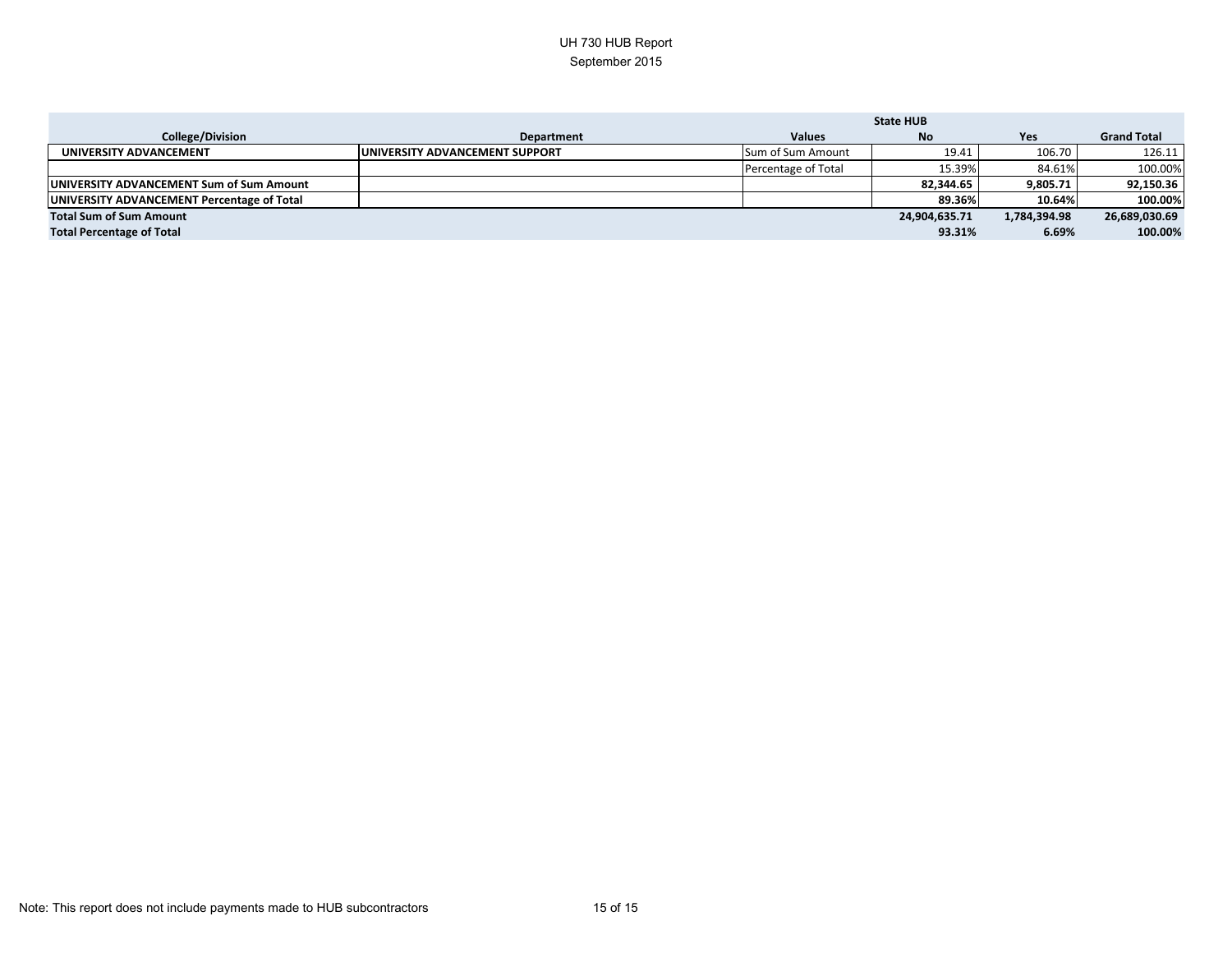UH 730 HUB Report

September 2015

| | | | State HUB | | |
|---|---|---|---|---|---|
| **College/Division** | **Department** | **Values** | **No** | **Yes** | **Grand Total** |
| **UNIVERSITY ADVANCEMENT** | **UNIVERSITY ADVANCEMENT SUPPORT** | Sum of Sum Amount | 19.41 | 106.70 | 126.11 |
| | | Percentage of Total | 15.39% | 84.61% | 100.00% |
| **UNIVERSITY ADVANCEMENT Sum of Sum Amount** | | | **82,344.65** | **9,805.71** | **92,150.36** |
| **UNIVERSITY ADVANCEMENT Percentage of Total** | | | **89.36%** | **10.64%** | **100.00%** |
| **Total Sum of Sum Amount** | | | **24,904,635.71** | **1,784,394.98** | **26,689,030.69** |
| **Total Percentage of Total** | | | **93.31%** | **6.69%** | **100.00%** |

Note: This report does not include payments made to HUB subcontractors